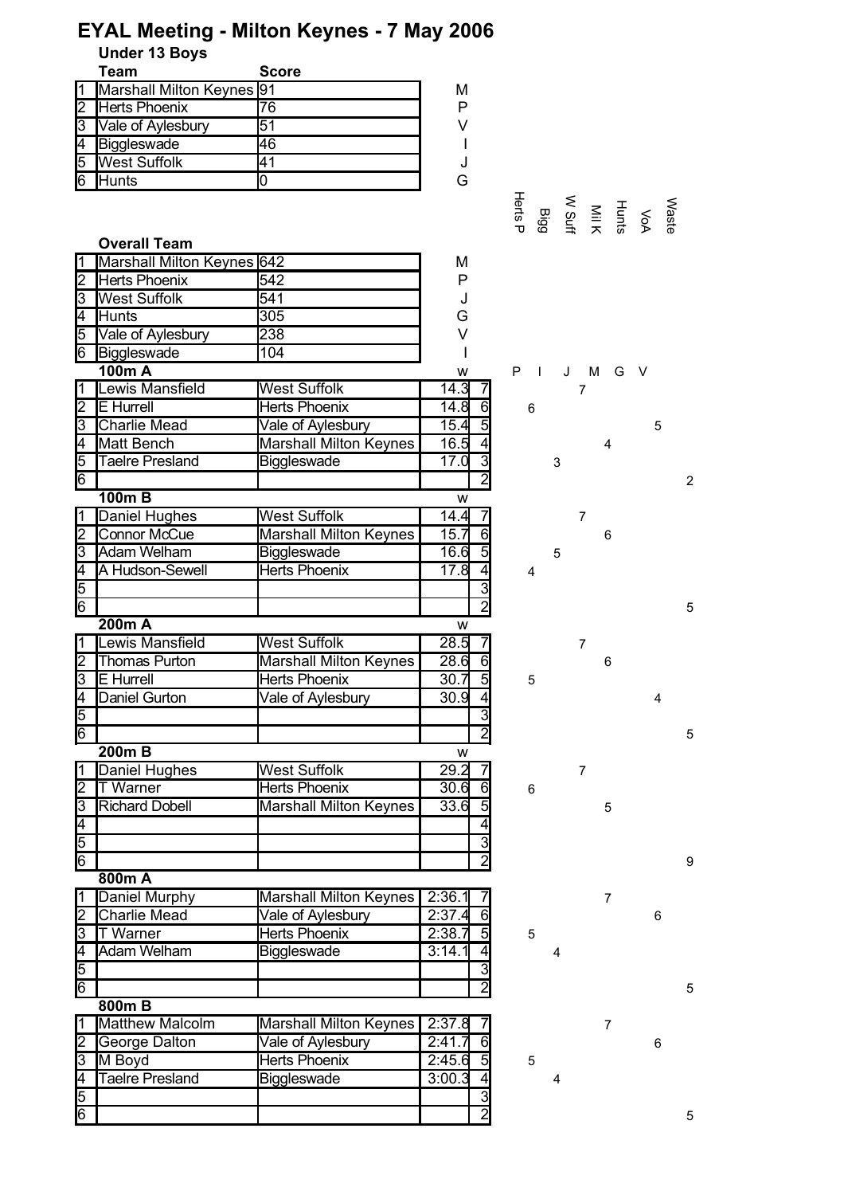# EYAL Meeting - Milton Keynes - 7 May 2006

## Under 13 Boys

| | Team | Score | |
|---|---|---|---|
| 1 | Marshall Milton Keynes | 91 | M |
| 2 | Herts Phoenix | 76 | P |
| 3 | Vale of Aylesbury | 51 | V |
| 4 | Biggleswade | 46 | I |
| 5 | West Suffolk | 41 | J |
| 6 | Hunts | 0 | G |

## Overall Team

| | Team | Score | |
|---|---|---|---|
| 1 | Marshall Milton Keynes | 642 | M |
| 2 | Herts Phoenix | 542 | P |
| 3 | West Suffolk | 541 | J |
| 4 | Hunts | 305 | G |
| 5 | Vale of Aylesbury | 238 | V |
| 6 | Biggleswade | 104 | I |

### 100m A

| | Name | Team | w | | Herts P (P) | Bigg (I) | W Suff (J) | Mil K (M) | Hunts (G) | VoA (V) | Waste |
|---|---|---|---|---|---|---|---|---|---|---|---|
| 1 | Lewis Mansfield | West Suffolk | 14.3 | 7 | | | 7 | | | | |
| 2 | E Hurrell | Herts Phoenix | 14.8 | 6 | 6 | | | | | | |
| 3 | Charlie Mead | Vale of Aylesbury | 15.4 | 5 | | | | | | 5 | |
| 4 | Matt Bench | Marshall Milton Keynes | 16.5 | 4 | | | | 4 | | | |
| 5 | Taelre Presland | Biggleswade | 17.0 | 3 | | 3 | | | | | |
| 6 | | | | 2 | | | | | | | 2 |

### 100m B

| | Name | Team | w | | Herts P | Bigg | W Suff | Mil K | Hunts | VoA | Waste |
|---|---|---|---|---|---|---|---|---|---|---|---|
| 1 | Daniel Hughes | West Suffolk | 14.4 | 7 | | | 7 | | | | |
| 2 | Connor McCue | Marshall Milton Keynes | 15.7 | 6 | | | | 6 | | | |
| 3 | Adam Welham | Biggleswade | 16.6 | 5 | | 5 | | | | | |
| 4 | A Hudson-Sewell | Herts Phoenix | 17.8 | 4 | 4 | | | | | | |
| 5 | | | | 3 | | | | | | | |
| 6 | | | | 2 | | | | | | | 5 |

### 200m A

| | Name | Team | w | | Herts P | Bigg | W Suff | Mil K | Hunts | VoA | Waste |
|---|---|---|---|---|---|---|---|---|---|---|---|
| 1 | Lewis Mansfield | West Suffolk | 28.5 | 7 | | | 7 | | | | |
| 2 | Thomas Purton | Marshall Milton Keynes | 28.6 | 6 | | | | 6 | | | |
| 3 | E Hurrell | Herts Phoenix | 30.7 | 5 | 5 | | | | | | |
| 4 | Daniel Gurton | Vale of Aylesbury | 30.9 | 4 | | | | | | 4 | |
| 5 | | | | 3 | | | | | | | |
| 6 | | | | 2 | | | | | | | 5 |

### 200m B

| | Name | Team | w | | Herts P | Bigg | W Suff | Mil K | Hunts | VoA | Waste |
|---|---|---|---|---|---|---|---|---|---|---|---|
| 1 | Daniel Hughes | West Suffolk | 29.2 | 7 | | | 7 | | | | |
| 2 | T Warner | Herts Phoenix | 30.6 | 6 | 6 | | | | | | |
| 3 | Richard Dobell | Marshall Milton Keynes | 33.6 | 5 | | | | 5 | | | |
| 4 | | | | 4 | | | | | | | |
| 5 | | | | 3 | | | | | | | |
| 6 | | | | 2 | | | | | | | 9 |

### 800m A

| | Name | Team | | | Herts P | Bigg | W Suff | Mil K | Hunts | VoA | Waste |
|---|---|---|---|---|---|---|---|---|---|---|---|
| 1 | Daniel Murphy | Marshall Milton Keynes | 2:36.1 | 7 | | | | 7 | | | |
| 2 | Charlie Mead | Vale of Aylesbury | 2:37.4 | 6 | | | | | | 6 | |
| 3 | T Warner | Herts Phoenix | 2:38.7 | 5 | 5 | | | | | | |
| 4 | Adam Welham | Biggleswade | 3:14.1 | 4 | | 4 | | | | | |
| 5 | | | | 3 | | | | | | | |
| 6 | | | | 2 | | | | | | | 5 |

### 800m B

| | Name | Team | | | Herts P | Bigg | W Suff | Mil K | Hunts | VoA | Waste |
|---|---|---|---|---|---|---|---|---|---|---|---|
| 1 | Matthew Malcolm | Marshall Milton Keynes | 2:37.8 | 7 | | | | 7 | | | |
| 2 | George Dalton | Vale of Aylesbury | 2:41.7 | 6 | | | | | | 6 | |
| 3 | M Boyd | Herts Phoenix | 2:45.6 | 5 | 5 | | | | | | |
| 4 | Taelre Presland | Biggleswade | 3:00.3 | 4 | | 4 | | | | | |
| 5 | | | | 3 | | | | | | | |
| 6 | | | | 2 | | | | | | | 5 |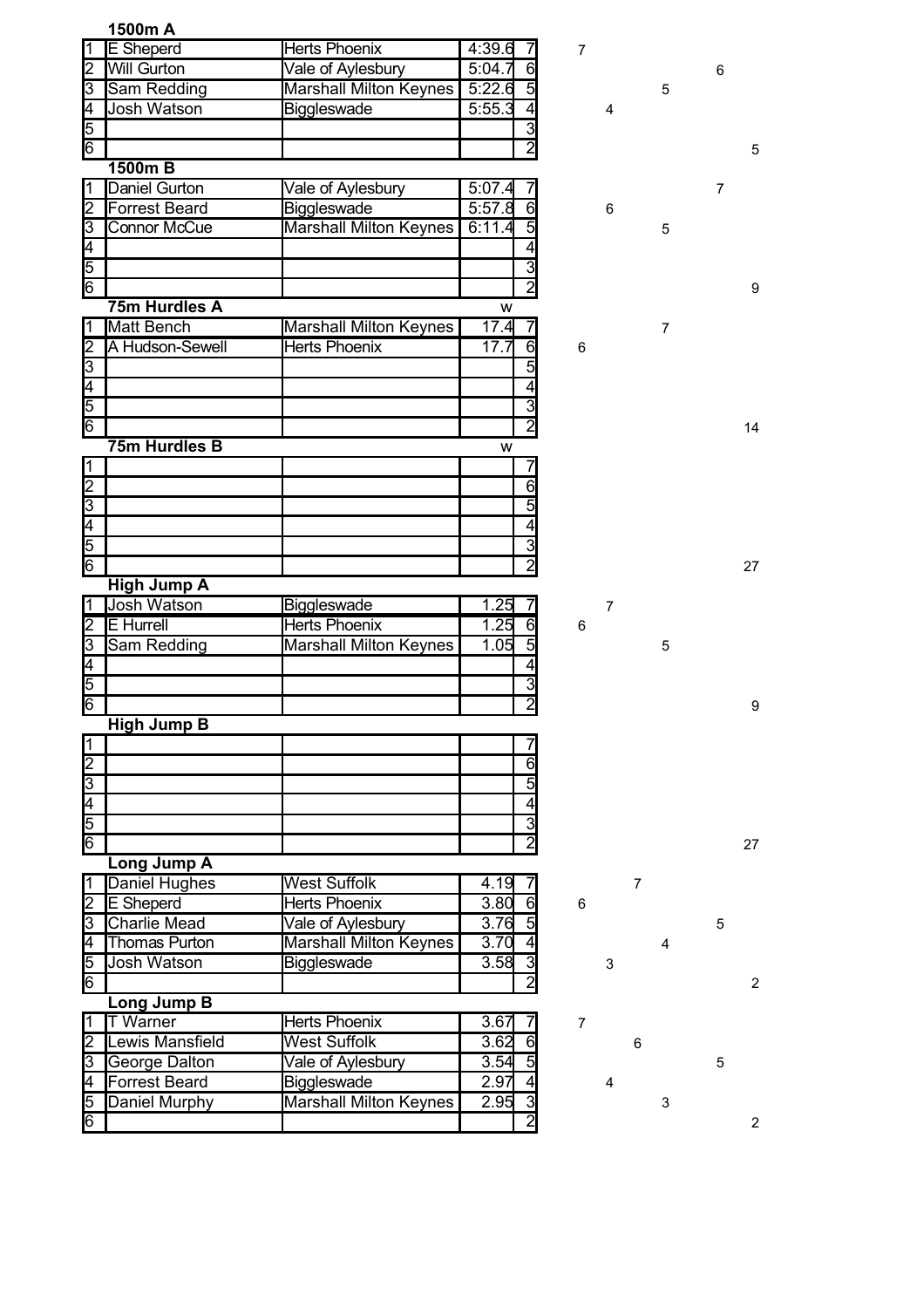### 1500m A

| | | | | | | | | | | |
|---|---|---|---|---|---|---|---|---|---|---|
| 1 | E Sheperd | Herts Phoenix | 4:39.6 | 7 | 7 | | | | | |
| 2 | Will Gurton | Vale of Aylesbury | 5:04.7 | 6 | | | | | 6 | |
| 3 | Sam Redding | Marshall Milton Keynes | 5:22.6 | 5 | | | | 5 | | |
| 4 | Josh Watson | Biggleswade | 5:55.3 | 4 | | 4 | | | | |
| 5 | | | | 3 | | | | | | |
| 6 | | | | 2 | | | | | | 5 |

### 1500m B

| | | | | | | | | | | |
|---|---|---|---|---|---|---|---|---|---|---|
| 1 | Daniel Gurton | Vale of Aylesbury | 5:07.4 | 7 | | | | | 7 | |
| 2 | Forrest Beard | Biggleswade | 5:57.8 | 6 | | 6 | | | | |
| 3 | Connor McCue | Marshall Milton Keynes | 6:11.4 | 5 | | | | 5 | | |
| 4 | | | | 4 | | | | | | |
| 5 | | | | 3 | | | | | | |
| 6 | | | | 2 | | | | | | 9 |

### 75m Hurdles A

| | | | w | | | | | | | |
|---|---|---|---|---|---|---|---|---|---|---|
| 1 | Matt Bench | Marshall Milton Keynes | 17.4 | 7 | | | | 7 | | |
| 2 | A Hudson-Sewell | Herts Phoenix | 17.7 | 6 | 6 | | | | | |
| 3 | | | | 5 | | | | | | |
| 4 | | | | 4 | | | | | | |
| 5 | | | | 3 | | | | | | |
| 6 | | | | 2 | | | | | | 14 |

### 75m Hurdles B

| | | | w | | | | | | | |
|---|---|---|---|---|---|---|---|---|---|---|
| 1 | | | | 7 | | | | | | |
| 2 | | | | 6 | | | | | | |
| 3 | | | | 5 | | | | | | |
| 4 | | | | 4 | | | | | | |
| 5 | | | | 3 | | | | | | |
| 6 | | | | 2 | | | | | | 27 |

### High Jump A

| | | | | | | | | | | |
|---|---|---|---|---|---|---|---|---|---|---|
| 1 | Josh Watson | Biggleswade | 1.25 | 7 | | 7 | | | | |
| 2 | E Hurrell | Herts Phoenix | 1.25 | 6 | 6 | | | | | |
| 3 | Sam Redding | Marshall Milton Keynes | 1.05 | 5 | | | | 5 | | |
| 4 | | | | 4 | | | | | | |
| 5 | | | | 3 | | | | | | |
| 6 | | | | 2 | | | | | | 9 |

### High Jump B

| | | | | | | | | | | |
|---|---|---|---|---|---|---|---|---|---|---|
| 1 | | | | 7 | | | | | | |
| 2 | | | | 6 | | | | | | |
| 3 | | | | 5 | | | | | | |
| 4 | | | | 4 | | | | | | |
| 5 | | | | 3 | | | | | | |
| 6 | | | | 2 | | | | | | 27 |

### Long Jump A

| | | | | | | | | | | |
|---|---|---|---|---|---|---|---|---|---|---|
| 1 | Daniel Hughes | West Suffolk | 4.19 | 7 | | | 7 | | | |
| 2 | E Sheperd | Herts Phoenix | 3.80 | 6 | 6 | | | | | |
| 3 | Charlie Mead | Vale of Aylesbury | 3.76 | 5 | | | | | 5 | |
| 4 | Thomas Purton | Marshall Milton Keynes | 3.70 | 4 | | | | 4 | | |
| 5 | Josh Watson | Biggleswade | 3.58 | 3 | | 3 | | | | |
| 6 | | | | 2 | | | | | | 2 |

### Long Jump B

| | | | | | | | | | | |
|---|---|---|---|---|---|---|---|---|---|---|
| 1 | T Warner | Herts Phoenix | 3.67 | 7 | 7 | | | | | |
| 2 | Lewis Mansfield | West Suffolk | 3.62 | 6 | | | 6 | | | |
| 3 | George Dalton | Vale of Aylesbury | 3.54 | 5 | | | | | 5 | |
| 4 | Forrest Beard | Biggleswade | 2.97 | 4 | | 4 | | | | |
| 5 | Daniel Murphy | Marshall Milton Keynes | 2.95 | 3 | | | | 3 | | |
| 6 | | | | 2 | | | | | | 2 |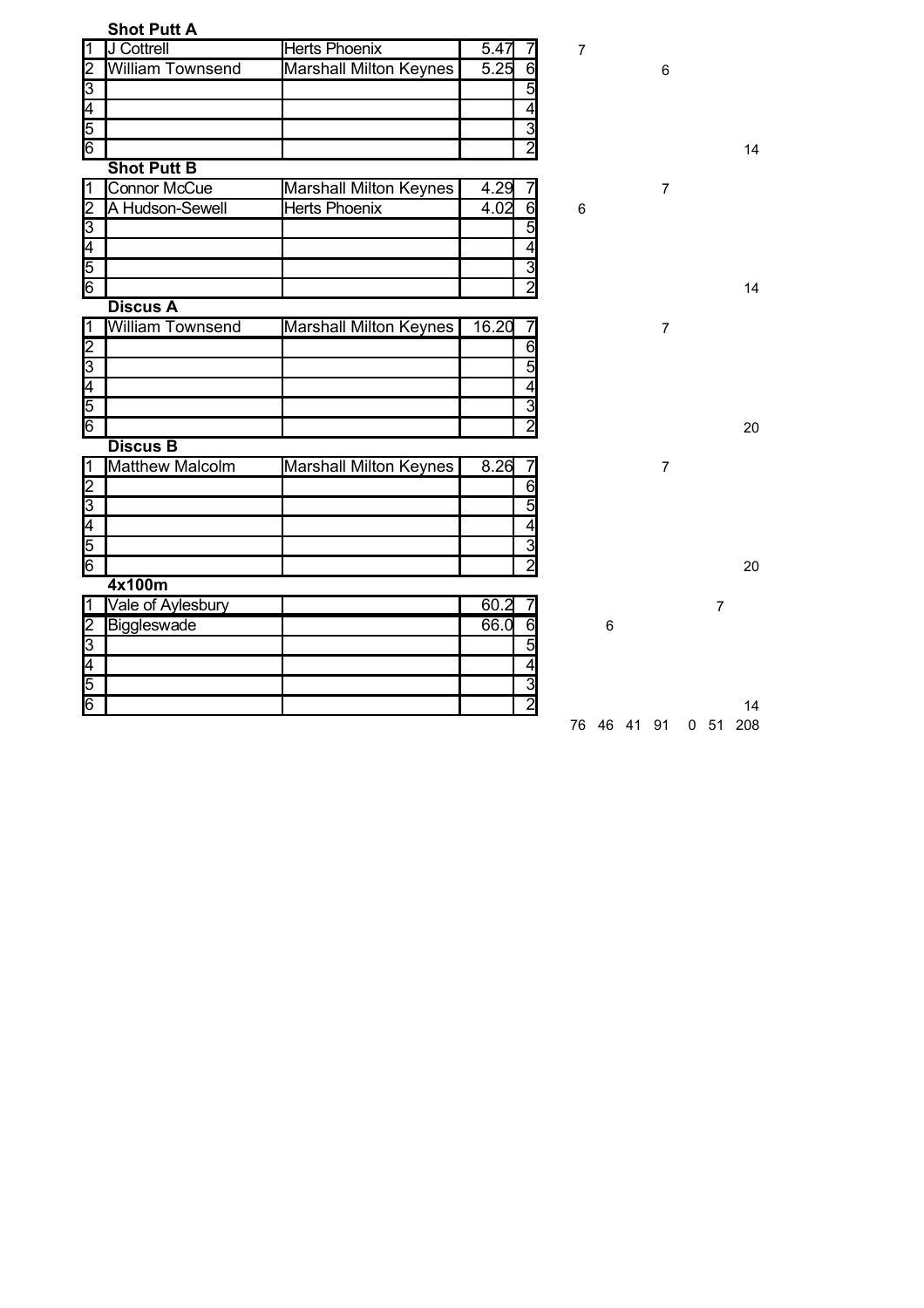### Shot Putt A

| | | | | | | | | | | | |
|---|---|---|---|---|---|---|---|---|---|---|---|
| 1 | J Cottrell | Herts Phoenix | 5.47 | 7 | 7 | | | | | | |
| 2 | William Townsend | Marshall Milton Keynes | 5.25 | 6 | | | | 6 | | | |
| 3 | | | | 5 | | | | | | | |
| 4 | | | | 4 | | | | | | | |
| 5 | | | | 3 | | | | | | | |
| 6 | | | | 2 | | | | | | | 14 |

### Shot Putt B

| | | | | | | | | | | | |
|---|---|---|---|---|---|---|---|---|---|---|---|
| 1 | Connor McCue | Marshall Milton Keynes | 4.29 | 7 | | | | 7 | | | |
| 2 | A Hudson-Sewell | Herts Phoenix | 4.02 | 6 | 6 | | | | | | |
| 3 | | | | 5 | | | | | | | |
| 4 | | | | 4 | | | | | | | |
| 5 | | | | 3 | | | | | | | |
| 6 | | | | 2 | | | | | | | 14 |

### Discus A

| | | | | | | | | | | | |
|---|---|---|---|---|---|---|---|---|---|---|---|
| 1 | William Townsend | Marshall Milton Keynes | 16.20 | 7 | | | | 7 | | | |
| 2 | | | | 6 | | | | | | | |
| 3 | | | | 5 | | | | | | | |
| 4 | | | | 4 | | | | | | | |
| 5 | | | | 3 | | | | | | | |
| 6 | | | | 2 | | | | | | | 20 |

### Discus B

| | | | | | | | | | | | |
|---|---|---|---|---|---|---|---|---|---|---|---|
| 1 | Matthew Malcolm | Marshall Milton Keynes | 8.26 | 7 | | | | 7 | | | |
| 2 | | | | 6 | | | | | | | |
| 3 | | | | 5 | | | | | | | |
| 4 | | | | 4 | | | | | | | |
| 5 | | | | 3 | | | | | | | |
| 6 | | | | 2 | | | | | | | 20 |

### 4x100m

| | | | | | | | | | | | |
|---|---|---|---|---|---|---|---|---|---|---|---|
| 1 | Vale of Aylesbury | | 60.2 | 7 | | | | | | 7 | |
| 2 | Biggleswade | | 66.0 | 6 | | 6 | | | | | |
| 3 | | | | 5 | | | | | | | |
| 4 | | | | 4 | | | | | | | |
| 5 | | | | 3 | | | | | | | |
| 6 | | | | 2 | | | | | | | 14 |
| | | | | | 76 | 46 | 41 | 91 | 0 | 51 | 208 |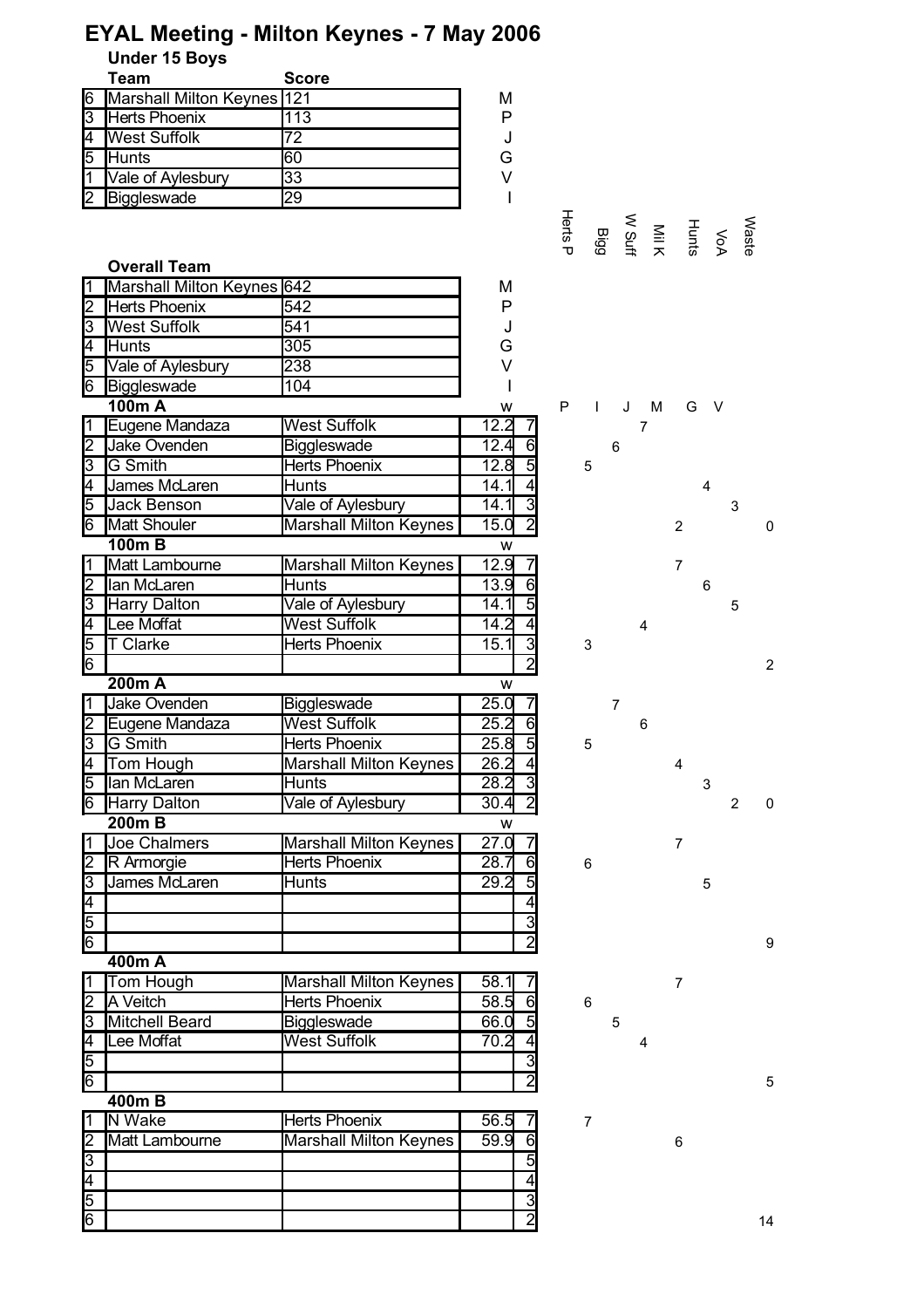# EYAL Meeting - Milton Keynes - 7 May 2006

## Under 15 Boys

| | Team | Score | |
|---|---|---|---|
| 6 | Marshall Milton Keynes | 121 | M |
| 3 | Herts Phoenix | 113 | P |
| 4 | West Suffolk | 72 | J |
| 5 | Hunts | 60 | G |
| 1 | Vale of Aylesbury | 33 | V |
| 2 | Biggleswade | 29 | I |

### Overall Team

| | Team | Score | |
|---|---|---|---|
| 1 | Marshall Milton Keynes | 642 | M |
| 2 | Herts Phoenix | 542 | P |
| 3 | West Suffolk | 541 | J |
| 4 | Hunts | 305 | G |
| 5 | Vale of Aylesbury | 238 | V |
| 6 | Biggleswade | 104 | I |

| Pos | Name | Team | Time | Pts | Herts P | Bigg | W Suff | Mil K | Hunts | VoA | Waste |
|---|---|---|---|---|---|---|---|---|---|---|---|
| | **100m A** | | w | | P | I | J | M | G | V | |
| 1 | Eugene Mandaza | West Suffolk | 12.2 | 7 | | | 7 | | | | |
| 2 | Jake Ovenden | Biggleswade | 12.4 | 6 | | 6 | | | | | |
| 3 | G Smith | Herts Phoenix | 12.8 | 5 | 5 | | | | | | |
| 4 | James McLaren | Hunts | 14.1 | 4 | | | | | 4 | | |
| 5 | Jack Benson | Vale of Aylesbury | 14.1 | 3 | | | | | | 3 | |
| 6 | Matt Shouler | Marshall Milton Keynes | 15.0 | 2 | | | | 2 | | | 0 |
| | **100m B** | | w | | | | | | | | |
| 1 | Matt Lambourne | Marshall Milton Keynes | 12.9 | 7 | | | | 7 | | | |
| 2 | Ian McLaren | Hunts | 13.9 | 6 | | | | | 6 | | |
| 3 | Harry Dalton | Vale of Aylesbury | 14.1 | 5 | | | | | | 5 | |
| 4 | Lee Moffat | West Suffolk | 14.2 | 4 | | | 4 | | | | |
| 5 | T Clarke | Herts Phoenix | 15.1 | 3 | 3 | | | | | | |
| 6 | | | | 2 | | | | | | | 2 |
| | **200m A** | | w | | | | | | | | |
| 1 | Jake Ovenden | Biggleswade | 25.0 | 7 | | 7 | | | | | |
| 2 | Eugene Mandaza | West Suffolk | 25.2 | 6 | | | 6 | | | | |
| 3 | G Smith | Herts Phoenix | 25.8 | 5 | 5 | | | | | | |
| 4 | Tom Hough | Marshall Milton Keynes | 26.2 | 4 | | | | 4 | | | |
| 5 | Ian McLaren | Hunts | 28.2 | 3 | | | | | 3 | | |
| 6 | Harry Dalton | Vale of Aylesbury | 30.4 | 2 | | | | | | 2 | 0 |
| | **200m B** | | w | | | | | | | | |
| 1 | Joe Chalmers | Marshall Milton Keynes | 27.0 | 7 | | | | 7 | | | |
| 2 | R Armorgie | Herts Phoenix | 28.7 | 6 | 6 | | | | | | |
| 3 | James McLaren | Hunts | 29.2 | 5 | | | | | 5 | | |
| 4 | | | | 4 | | | | | | | |
| 5 | | | | 3 | | | | | | | |
| 6 | | | | 2 | | | | | | | 9 |
| | **400m A** | | | | | | | | | | |
| 1 | Tom Hough | Marshall Milton Keynes | 58.1 | 7 | | | | 7 | | | |
| 2 | A Veitch | Herts Phoenix | 58.5 | 6 | 6 | | | | | | |
| 3 | Mitchell Beard | Biggleswade | 66.0 | 5 | | 5 | | | | | |
| 4 | Lee Moffat | West Suffolk | 70.2 | 4 | | | 4 | | | | |
| 5 | | | | 3 | | | | | | | |
| 6 | | | | 2 | | | | | | | 5 |
| | **400m B** | | | | | | | | | | |
| 1 | N Wake | Herts Phoenix | 56.5 | 7 | 7 | | | | | | |
| 2 | Matt Lambourne | Marshall Milton Keynes | 59.9 | 6 | | | | 6 | | | |
| 3 | | | | 5 | | | | | | | |
| 4 | | | | 4 | | | | | | | |
| 5 | | | | 3 | | | | | | | |
| 6 | | | | 2 | | | | | | | 14 |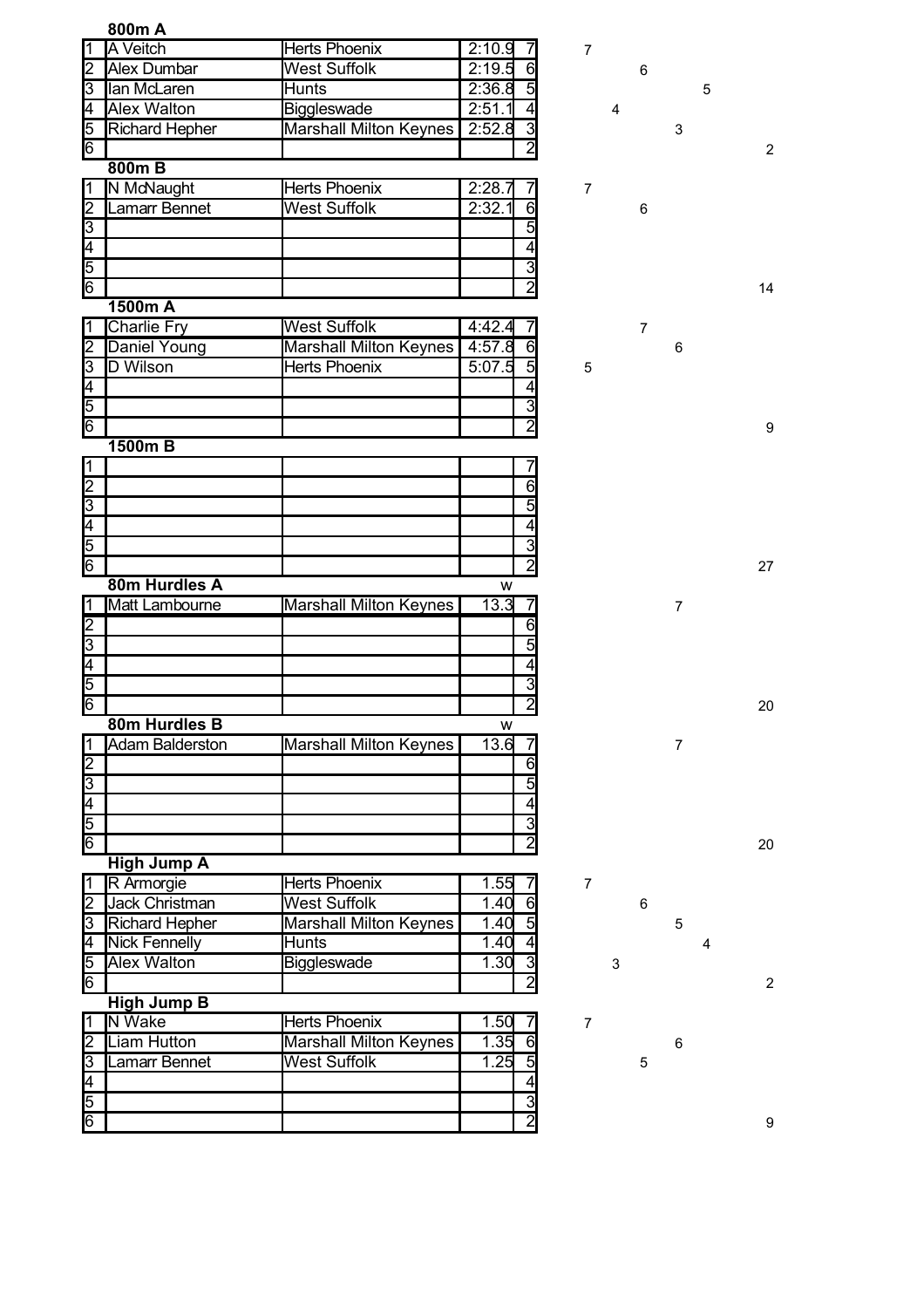| | **800m A** | | | | | | | | | |
|---|---|---|---|---|---|---|---|---|---|---|
| 1 | A Veitch | Herts Phoenix | 2:10.9 | 7 | 7 | | | | | |
| 2 | Alex Dumbar | West Suffolk | 2:19.5 | 6 | | | 6 | | | |
| 3 | Ian McLaren | Hunts | 2:36.8 | 5 | | | | | 5 | |
| 4 | Alex Walton | Biggleswade | 2:51.1 | 4 | | 4 | | | | |
| 5 | Richard Hepher | Marshall Milton Keynes | 2:52.8 | 3 | | | | 3 | | |
| 6 | | | | 2 | | | | | | 2 |

| | **800m B** | | | | | | | | | |
|---|---|---|---|---|---|---|---|---|---|---|
| 1 | N McNaught | Herts Phoenix | 2:28.7 | 7 | 7 | | | | | |
| 2 | Lamarr Bennet | West Suffolk | 2:32.1 | 6 | | | 6 | | | |
| 3 | | | | 5 | | | | | | |
| 4 | | | | 4 | | | | | | |
| 5 | | | | 3 | | | | | | |
| 6 | | | | 2 | | | | | | 14 |

| | **1500m A** | | | | | | | | | |
|---|---|---|---|---|---|---|---|---|---|---|
| 1 | Charlie Fry | West Suffolk | 4:42.4 | 7 | | | 7 | | | |
| 2 | Daniel Young | Marshall Milton Keynes | 4:57.8 | 6 | | | | 6 | | |
| 3 | D Wilson | Herts Phoenix | 5:07.5 | 5 | 5 | | | | | |
| 4 | | | | 4 | | | | | | |
| 5 | | | | 3 | | | | | | |
| 6 | | | | 2 | | | | | | 9 |

| | **1500m B** | | | | | | | | | |
|---|---|---|---|---|---|---|---|---|---|---|
| 1 | | | | 7 | | | | | | |
| 2 | | | | 6 | | | | | | |
| 3 | | | | 5 | | | | | | |
| 4 | | | | 4 | | | | | | |
| 5 | | | | 3 | | | | | | |
| 6 | | | | 2 | | | | | | 27 |

| | **80m Hurdles A** | | w | | | | | | | |
|---|---|---|---|---|---|---|---|---|---|---|
| 1 | Matt Lambourne | Marshall Milton Keynes | 13.3 | 7 | | | | 7 | | |
| 2 | | | | 6 | | | | | | |
| 3 | | | | 5 | | | | | | |
| 4 | | | | 4 | | | | | | |
| 5 | | | | 3 | | | | | | |
| 6 | | | | 2 | | | | | | 20 |

| | **80m Hurdles B** | | w | | | | | | | |
|---|---|---|---|---|---|---|---|---|---|---|
| 1 | Adam Balderston | Marshall Milton Keynes | 13.6 | 7 | | | | 7 | | |
| 2 | | | | 6 | | | | | | |
| 3 | | | | 5 | | | | | | |
| 4 | | | | 4 | | | | | | |
| 5 | | | | 3 | | | | | | |
| 6 | | | | 2 | | | | | | 20 |

| | **High Jump A** | | | | | | | | | |
|---|---|---|---|---|---|---|---|---|---|---|
| 1 | R Armorgie | Herts Phoenix | 1.55 | 7 | 7 | | | | | |
| 2 | Jack Christman | West Suffolk | 1.40 | 6 | | | 6 | | | |
| 3 | Richard Hepher | Marshall Milton Keynes | 1.40 | 5 | | | | 5 | | |
| 4 | Nick Fennelly | Hunts | 1.40 | 4 | | | | | 4 | |
| 5 | Alex Walton | Biggleswade | 1.30 | 3 | | 3 | | | | |
| 6 | | | | 2 | | | | | | 2 |

| | **High Jump B** | | | | | | | | | |
|---|---|---|---|---|---|---|---|---|---|---|
| 1 | N Wake | Herts Phoenix | 1.50 | 7 | 7 | | | | | |
| 2 | Liam Hutton | Marshall Milton Keynes | 1.35 | 6 | | | | 6 | | |
| 3 | Lamarr Bennet | West Suffolk | 1.25 | 5 | | | 5 | | | |
| 4 | | | | 4 | | | | | | |
| 5 | | | | 3 | | | | | | |
| 6 | | | | 2 | | | | | | 9 |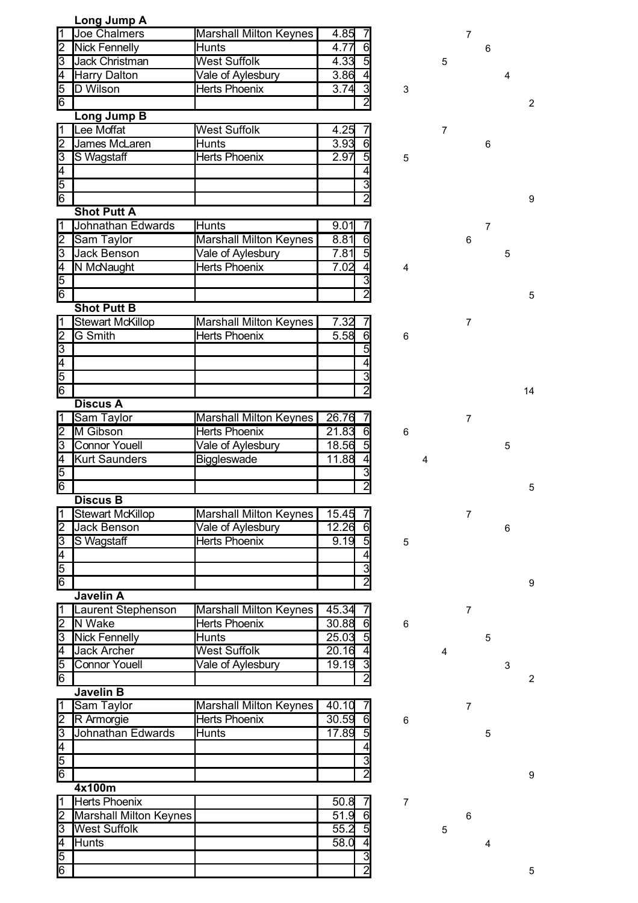**Long Jump A**

| | | | | | | | | | | | |
|---|---|---|---|---|---|---|---|---|---|---|---|
| 1 | Joe Chalmers | Marshall Milton Keynes | 4.85 | 7 | | | | 7 | | | |
| 2 | Nick Fennelly | Hunts | 4.77 | 6 | | | | | 6 | | |
| 3 | Jack Christman | West Suffolk | 4.33 | 5 | | | 5 | | | | |
| 4 | Harry Dalton | Vale of Aylesbury | 3.86 | 4 | | | | | | 4 | |
| 5 | D Wilson | Herts Phoenix | 3.74 | 3 | 3 | | | | | | |
| 6 | | | | 2 | | | | | | | 2 |

**Long Jump B**

| | | | | | | | | | | | |
|---|---|---|---|---|---|---|---|---|---|---|---|
| 1 | Lee Moffat | West Suffolk | 4.25 | 7 | | | 7 | | | | |
| 2 | James McLaren | Hunts | 3.93 | 6 | | | | | 6 | | |
| 3 | S Wagstaff | Herts Phoenix | 2.97 | 5 | 5 | | | | | | |
| 4 | | | | 4 | | | | | | | |
| 5 | | | | 3 | | | | | | | |
| 6 | | | | 2 | | | | | | | 9 |

**Shot Putt A**

| | | | | | | | | | | | |
|---|---|---|---|---|---|---|---|---|---|---|---|
| 1 | Johnathan Edwards | Hunts | 9.01 | 7 | | | | | 7 | | |
| 2 | Sam Taylor | Marshall Milton Keynes | 8.81 | 6 | | | | 6 | | | |
| 3 | Jack Benson | Vale of Aylesbury | 7.81 | 5 | | | | | | 5 | |
| 4 | N McNaught | Herts Phoenix | 7.02 | 4 | 4 | | | | | | |
| 5 | | | | 3 | | | | | | | |
| 6 | | | | 2 | | | | | | | 5 |

**Shot Putt B**

| | | | | | | | | | | | |
|---|---|---|---|---|---|---|---|---|---|---|---|
| 1 | Stewart McKillop | Marshall Milton Keynes | 7.32 | 7 | | | | 7 | | | |
| 2 | G Smith | Herts Phoenix | 5.58 | 6 | 6 | | | | | | |
| 3 | | | | 5 | | | | | | | |
| 4 | | | | 4 | | | | | | | |
| 5 | | | | 3 | | | | | | | |
| 6 | | | | 2 | | | | | | | 14 |

**Discus A**

| | | | | | | | | | | | |
|---|---|---|---|---|---|---|---|---|---|---|---|
| 1 | Sam Taylor | Marshall Milton Keynes | 26.76 | 7 | | | | 7 | | | |
| 2 | M Gibson | Herts Phoenix | 21.83 | 6 | 6 | | | | | | |
| 3 | Connor Youell | Vale of Aylesbury | 18.56 | 5 | | | | | | 5 | |
| 4 | Kurt Saunders | Biggleswade | 11.88 | 4 | | 4 | | | | | |
| 5 | | | | 3 | | | | | | | |
| 6 | | | | 2 | | | | | | | 5 |

**Discus B**

| | | | | | | | | | | | |
|---|---|---|---|---|---|---|---|---|---|---|---|
| 1 | Stewart McKillop | Marshall Milton Keynes | 15.45 | 7 | | | | 7 | | | |
| 2 | Jack Benson | Vale of Aylesbury | 12.26 | 6 | | | | | | 6 | |
| 3 | S Wagstaff | Herts Phoenix | 9.19 | 5 | 5 | | | | | | |
| 4 | | | | 4 | | | | | | | |
| 5 | | | | 3 | | | | | | | |
| 6 | | | | 2 | | | | | | | 9 |

**Javelin A**

| | | | | | | | | | | | |
|---|---|---|---|---|---|---|---|---|---|---|---|
| 1 | Laurent Stephenson | Marshall Milton Keynes | 45.34 | 7 | | | | 7 | | | |
| 2 | N Wake | Herts Phoenix | 30.88 | 6 | 6 | | | | | | |
| 3 | Nick Fennelly | Hunts | 25.03 | 5 | | | | | 5 | | |
| 4 | Jack Archer | West Suffolk | 20.16 | 4 | | | 4 | | | | |
| 5 | Connor Youell | Vale of Aylesbury | 19.19 | 3 | | | | | | 3 | |
| 6 | | | | 2 | | | | | | | 2 |

**Javelin B**

| | | | | | | | | | | | |
|---|---|---|---|---|---|---|---|---|---|---|---|
| 1 | Sam Taylor | Marshall Milton Keynes | 40.10 | 7 | | | | 7 | | | |
| 2 | R Armorgie | Herts Phoenix | 30.59 | 6 | 6 | | | | | | |
| 3 | Johnathan Edwards | Hunts | 17.89 | 5 | | | | | 5 | | |
| 4 | | | | 4 | | | | | | | |
| 5 | | | | 3 | | | | | | | |
| 6 | | | | 2 | | | | | | | 9 |

**4x100m**

| | | | | | | | | | | | |
|---|---|---|---|---|---|---|---|---|---|---|---|
| 1 | Herts Phoenix | | 50.8 | 7 | 7 | | | | | | |
| 2 | Marshall Milton Keynes | | 51.9 | 6 | | | | 6 | | | |
| 3 | West Suffolk | | 55.2 | 5 | | | 5 | | | | |
| 4 | Hunts | | 58.0 | 4 | | | | | 4 | | |
| 5 | | | | 3 | | | | | | | |
| 6 | | | | 2 | | | | | | | 5 |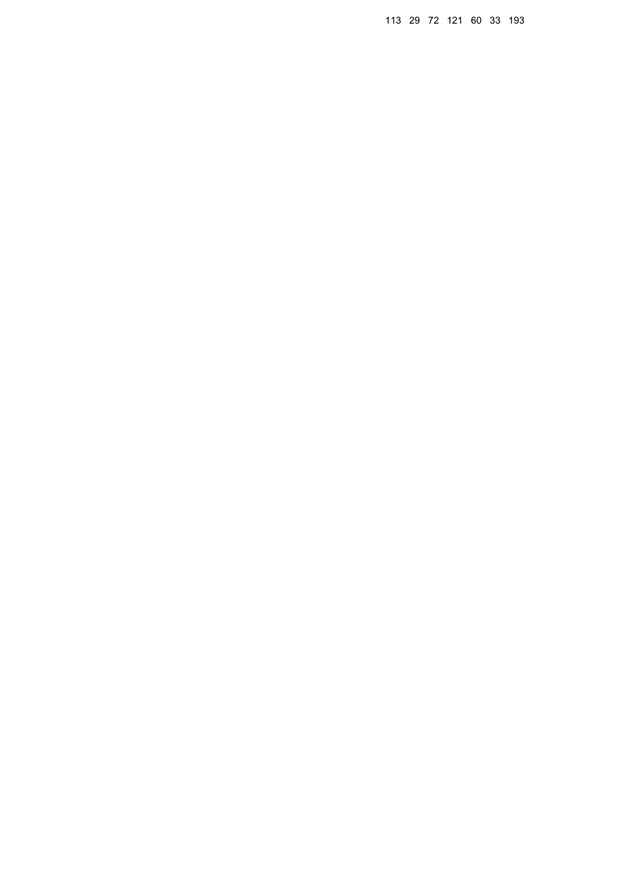113 29 72 121 60 33 193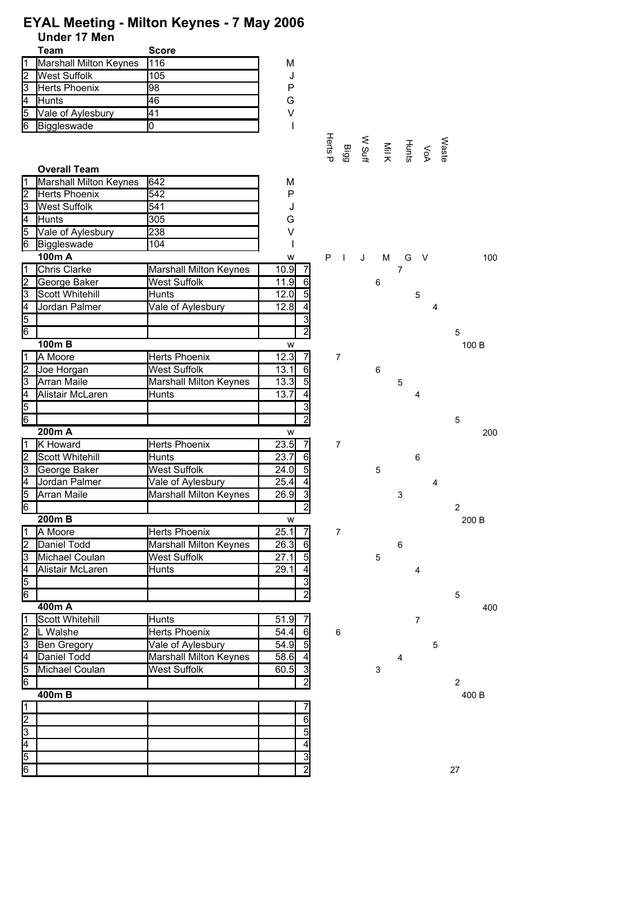# EYAL Meeting - Milton Keynes - 7 May 2006

## Under 17 Men

| | Team | Score | |
|---|---|---|---|
| 1 | Marshall Milton Keynes | 116 | M |
| 2 | West Suffolk | 105 | J |
| 3 | Herts Phoenix | 98 | P |
| 4 | Hunts | 46 | G |
| 5 | Vale of Aylesbury | 41 | V |
| 6 | Biggleswade | 0 | I |

### Overall Team

| | Team | Score | |
|---|---|---|---|
| 1 | Marshall Milton Keynes | 642 | M |
| 2 | Herts Phoenix | 542 | P |
| 3 | West Suffolk | 541 | J |
| 4 | Hunts | 305 | G |
| 5 | Vale of Aylesbury | 238 | V |
| 6 | Biggleswade | 104 | I |

| | 100m A | | w | | Herts P (P) | Bigg (I) | W Suff (J) | Mil K (M) | Hunts (G) | VoA (V) | Waste | 100 |
|---|---|---|---|---|---|---|---|---|---|---|---|---|
| 1 | Chris Clarke | Marshall Milton Keynes | 10.9 | 7 | | | | 7 | | | | |
| 2 | George Baker | West Suffolk | 11.9 | 6 | | | 6 | | | | | |
| 3 | Scott Whitehill | Hunts | 12.0 | 5 | | | | | 5 | | | |
| 4 | Jordan Palmer | Vale of Aylesbury | 12.8 | 4 | | | | | | 4 | | |
| 5 | | | | 3 | | | | | | | | |
| 6 | | | | 2 | | | | | | | 5 | |

| | 100m B | | w | | Herts P | Bigg | W Suff | Mil K | Hunts | VoA | Waste | 100 B |
|---|---|---|---|---|---|---|---|---|---|---|---|---|
| 1 | A Moore | Herts Phoenix | 12.3 | 7 | 7 | | | | | | | |
| 2 | Joe Horgan | West Suffolk | 13.1 | 6 | | | 6 | | | | | |
| 3 | Arran Maile | Marshall Milton Keynes | 13.3 | 5 | | | | 5 | | | | |
| 4 | Alistair McLaren | Hunts | 13.7 | 4 | | | | | 4 | | | |
| 5 | | | | 3 | | | | | | | | |
| 6 | | | | 2 | | | | | | | 5 | |

| | 200m A | | w | | Herts P | Bigg | W Suff | Mil K | Hunts | VoA | Waste | 200 |
|---|---|---|---|---|---|---|---|---|---|---|---|---|
| 1 | K Howard | Herts Phoenix | 23.5 | 7 | 7 | | | | | | | |
| 2 | Scott Whitehill | Hunts | 23.7 | 6 | | | | | 6 | | | |
| 3 | George Baker | West Suffolk | 24.0 | 5 | | | 5 | | | | | |
| 4 | Jordan Palmer | Vale of Aylesbury | 25.4 | 4 | | | | | | 4 | | |
| 5 | Arran Maile | Marshall Milton Keynes | 26.9 | 3 | | | | 3 | | | | |
| 6 | | | | 2 | | | | | | | 2 | |

| | 200m B | | w | | Herts P | Bigg | W Suff | Mil K | Hunts | VoA | Waste | 200 B |
|---|---|---|---|---|---|---|---|---|---|---|---|---|
| 1 | A Moore | Herts Phoenix | 25.1 | 7 | 7 | | | | | | | |
| 2 | Daniel Todd | Marshall Milton Keynes | 26.3 | 6 | | | | 6 | | | | |
| 3 | Michael Coulan | West Suffolk | 27.1 | 5 | | | 5 | | | | | |
| 4 | Alistair McLaren | Hunts | 29.1 | 4 | | | | | 4 | | | |
| 5 | | | | 3 | | | | | | | | |
| 6 | | | | 2 | | | | | | | 5 | |

| | 400m A | | | | Herts P | Bigg | W Suff | Mil K | Hunts | VoA | Waste | 400 |
|---|---|---|---|---|---|---|---|---|---|---|---|---|
| 1 | Scott Whitehill | Hunts | 51.9 | 7 | | | | | 7 | | | |
| 2 | L Walshe | Herts Phoenix | 54.4 | 6 | 6 | | | | | | | |
| 3 | Ben Gregory | Vale of Aylesbury | 54.9 | 5 | | | | | | 5 | | |
| 4 | Daniel Todd | Marshall Milton Keynes | 58.6 | 4 | | | | 4 | | | | |
| 5 | Michael Coulan | West Suffolk | 60.5 | 3 | | | 3 | | | | | |
| 6 | | | | 2 | | | | | | | 2 | |

| | 400m B | | | | Herts P | Bigg | W Suff | Mil K | Hunts | VoA | Waste | 400 B |
|---|---|---|---|---|---|---|---|---|---|---|---|---|
| 1 | | | | 7 | | | | | | | | |
| 2 | | | | 6 | | | | | | | | |
| 3 | | | | 5 | | | | | | | | |
| 4 | | | | 4 | | | | | | | | |
| 5 | | | | 3 | | | | | | | | |
| 6 | | | | 2 | | | | | | | 27 | |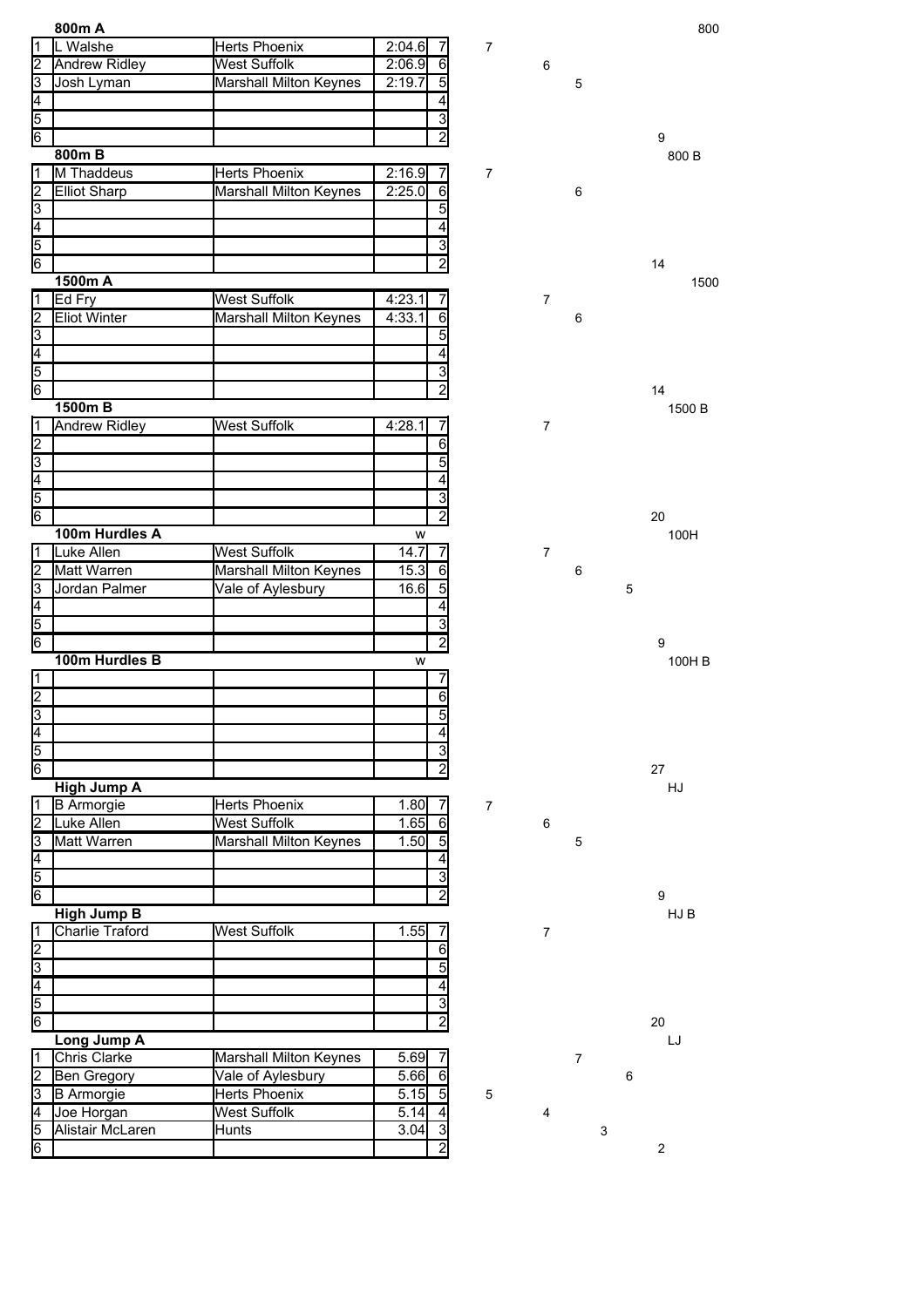### 800m A

| | | | | |
|---|---|---|---|---|
| 1 | L Walshe | Herts Phoenix | 2:04.6 | 7 |
| 2 | Andrew Ridley | West Suffolk | 2:06.9 | 6 |
| 3 | Josh Lyman | Marshall Milton Keynes | 2:19.7 | 5 |
| 4 | | | | 4 |
| 5 | | | | 3 |
| 6 | | | | 2 |

### 800m B

| | | | | |
|---|---|---|---|---|
| 1 | M Thaddeus | Herts Phoenix | 2:16.9 | 7 |
| 2 | Elliot Sharp | Marshall Milton Keynes | 2:25.0 | 6 |
| 3 | | | | 5 |
| 4 | | | | 4 |
| 5 | | | | 3 |
| 6 | | | | 2 |

### 1500m A

| | | | | |
|---|---|---|---|---|
| 1 | Ed Fry | West Suffolk | 4:23.1 | 7 |
| 2 | Eliot Winter | Marshall Milton Keynes | 4:33.1 | 6 |
| 3 | | | | 5 |
| 4 | | | | 4 |
| 5 | | | | 3 |
| 6 | | | | 2 |

### 1500m B

| | | | | |
|---|---|---|---|---|
| 1 | Andrew Ridley | West Suffolk | 4:28.1 | 7 |
| 2 | | | | 6 |
| 3 | | | | 5 |
| 4 | | | | 4 |
| 5 | | | | 3 |
| 6 | | | | 2 |

### 100m Hurdles A

| | | | w | |
|---|---|---|---|---|
| 1 | Luke Allen | West Suffolk | 14.7 | 7 |
| 2 | Matt Warren | Marshall Milton Keynes | 15.3 | 6 |
| 3 | Jordan Palmer | Vale of Aylesbury | 16.6 | 5 |
| 4 | | | | 4 |
| 5 | | | | 3 |
| 6 | | | | 2 |

### 100m Hurdles B

| | | | w | |
|---|---|---|---|---|
| 1 | | | | 7 |
| 2 | | | | 6 |
| 3 | | | | 5 |
| 4 | | | | 4 |
| 5 | | | | 3 |
| 6 | | | | 2 |

### High Jump A

| | | | | |
|---|---|---|---|---|
| 1 | B Armorgie | Herts Phoenix | 1.80 | 7 |
| 2 | Luke Allen | West Suffolk | 1.65 | 6 |
| 3 | Matt Warren | Marshall Milton Keynes | 1.50 | 5 |
| 4 | | | | 4 |
| 5 | | | | 3 |
| 6 | | | | 2 |

### High Jump B

| | | | | |
|---|---|---|---|---|
| 1 | Charlie Traford | West Suffolk | 1.55 | 7 |
| 2 | | | | 6 |
| 3 | | | | 5 |
| 4 | | | | 4 |
| 5 | | | | 3 |
| 6 | | | | 2 |

### Long Jump A

| | | | | |
|---|---|---|---|---|
| 1 | Chris Clarke | Marshall Milton Keynes | 5.69 | 7 |
| 2 | Ben Gregory | Vale of Aylesbury | 5.66 | 6 |
| 3 | B Armorgie | Herts Phoenix | 5.15 | 5 |
| 4 | Joe Horgan | West Suffolk | 5.14 | 4 |
| 5 | Alistair McLaren | Hunts | 3.04 | 3 |
| 6 | | | | 2 |

| Event | Herts Phoenix | West Suffolk | Marshall Milton Keynes | Hunts | Vale of Aylesbury | Remaining |
|---|---|---|---|---|---|---|
| 800 | 7 | 6 | 5 | | | 9 |
| 800 B | 7 | | 6 | | | 14 |
| 1500 | | 7 | 6 | | | 14 |
| 1500 B | | 7 | | | | 20 |
| 100H | | 7 | 6 | | 5 | 9 |
| 100H B | | | | | | 27 |
| HJ | 7 | 6 | 5 | | | 9 |
| HJ B | | 7 | | | | 20 |
| LJ | 5 | 4 | 7 | 3 | 6 | 2 |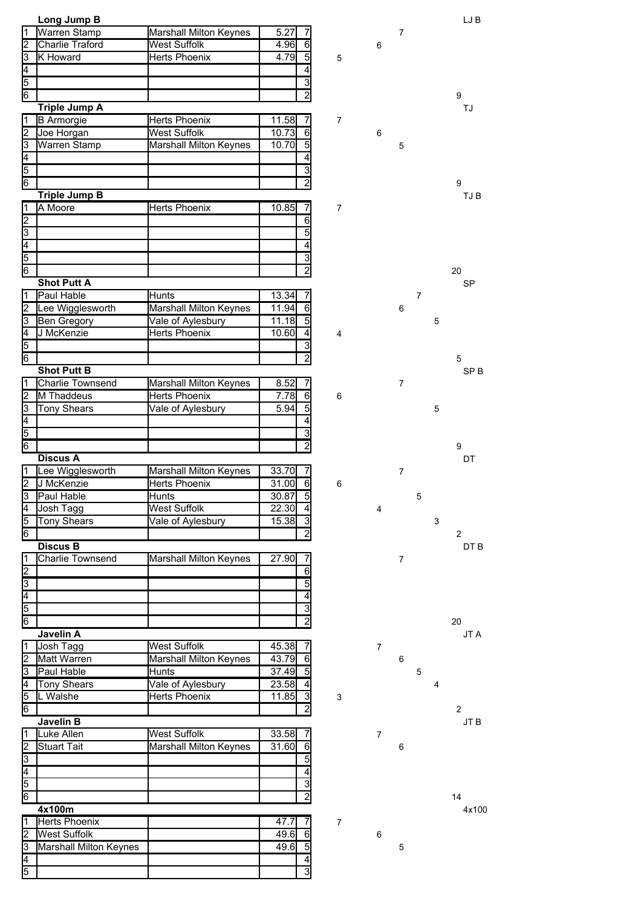| | Long Jump B | | | | | | | | | LJ B |
|---|---|---|---|---|---|---|---|---|---|---|
| 1 | Warren Stamp | Marshall Milton Keynes | 5.27 | 7 | | | 7 | | | |
| 2 | Charlie Traford | West Suffolk | 4.96 | 6 | | 6 | | | | |
| 3 | K Howard | Herts Phoenix | 4.79 | 5 | 5 | | | | | |
| 4 | | | | 4 | | | | | | |
| 5 | | | | 3 | | | | | | |
| 6 | | | | 2 | | | | | | 9 |

| | Triple Jump A | | | | | | | | | TJ |
|---|---|---|---|---|---|---|---|---|---|---|
| 1 | B Armorgie | Herts Phoenix | 11.58 | 7 | 7 | | | | | |
| 2 | Joe Horgan | West Suffolk | 10.73 | 6 | | 6 | | | | |
| 3 | Warren Stamp | Marshall Milton Keynes | 10.70 | 5 | | | 5 | | | |
| 4 | | | | 4 | | | | | | |
| 5 | | | | 3 | | | | | | |
| 6 | | | | 2 | | | | | | 9 |

| | Triple Jump B | | | | | | | | | TJ B |
|---|---|---|---|---|---|---|---|---|---|---|
| 1 | A Moore | Herts Phoenix | 10.85 | 7 | 7 | | | | | |
| 2 | | | | 6 | | | | | | |
| 3 | | | | 5 | | | | | | |
| 4 | | | | 4 | | | | | | |
| 5 | | | | 3 | | | | | | |
| 6 | | | | 2 | | | | | | 20 |

| | Shot Putt A | | | | | | | | | SP |
|---|---|---|---|---|---|---|---|---|---|---|
| 1 | Paul Hable | Hunts | 13.34 | 7 | | | | 7 | | |
| 2 | Lee Wigglesworth | Marshall Milton Keynes | 11.94 | 6 | | | 6 | | | |
| 3 | Ben Gregory | Vale of Aylesbury | 11.18 | 5 | | | | | 5 | |
| 4 | J McKenzie | Herts Phoenix | 10.60 | 4 | 4 | | | | | |
| 5 | | | | 3 | | | | | | |
| 6 | | | | 2 | | | | | | 5 |

| | Shot Putt B | | | | | | | | | SP B |
|---|---|---|---|---|---|---|---|---|---|---|
| 1 | Charlie Townsend | Marshall Milton Keynes | 8.52 | 7 | | | 7 | | | |
| 2 | M Thaddeus | Herts Phoenix | 7.78 | 6 | 6 | | | | | |
| 3 | Tony Shears | Vale of Aylesbury | 5.94 | 5 | | | | | 5 | |
| 4 | | | | 4 | | | | | | |
| 5 | | | | 3 | | | | | | |
| 6 | | | | 2 | | | | | | 9 |

| | Discus A | | | | | | | | | DT |
|---|---|---|---|---|---|---|---|---|---|---|
| 1 | Lee Wigglesworth | Marshall Milton Keynes | 33.70 | 7 | | | 7 | | | |
| 2 | J McKenzie | Herts Phoenix | 31.00 | 6 | 6 | | | | | |
| 3 | Paul Hable | Hunts | 30.87 | 5 | | | | 5 | | |
| 4 | Josh Tagg | West Suffolk | 22.30 | 4 | | 4 | | | | |
| 5 | Tony Shears | Vale of Aylesbury | 15.38 | 3 | | | | | 3 | |
| 6 | | | | 2 | | | | | | 2 |

| | Discus B | | | | | | | | | DT B |
|---|---|---|---|---|---|---|---|---|---|---|
| 1 | Charlie Townsend | Marshall Milton Keynes | 27.90 | 7 | | | 7 | | | |
| 2 | | | | 6 | | | | | | |
| 3 | | | | 5 | | | | | | |
| 4 | | | | 4 | | | | | | |
| 5 | | | | 3 | | | | | | |
| 6 | | | | 2 | | | | | | 20 |

| | Javelin A | | | | | | | | | JT A |
|---|---|---|---|---|---|---|---|---|---|---|
| 1 | Josh Tagg | West Suffolk | 45.38 | 7 | | 7 | | | | |
| 2 | Matt Warren | Marshall Milton Keynes | 43.79 | 6 | | | 6 | | | |
| 3 | Paul Hable | Hunts | 37.49 | 5 | | | | 5 | | |
| 4 | Tony Shears | Vale of Aylesbury | 23.58 | 4 | | | | | 4 | |
| 5 | L Walshe | Herts Phoenix | 11.85 | 3 | 3 | | | | | |
| 6 | | | | 2 | | | | | | 2 |

| | Javelin B | | | | | | | | | JT B |
|---|---|---|---|---|---|---|---|---|---|---|
| 1 | Luke Allen | West Suffolk | 33.58 | 7 | | 7 | | | | |
| 2 | Stuart Tait | Marshall Milton Keynes | 31.60 | 6 | | | 6 | | | |
| 3 | | | | 5 | | | | | | |
| 4 | | | | 4 | | | | | | |
| 5 | | | | 3 | | | | | | |
| 6 | | | | 2 | | | | | | 14 |

| | 4x100m | | | | | | | | | 4x100 |
|---|---|---|---|---|---|---|---|---|---|---|
| 1 | Herts Phoenix | | 47.7 | 7 | 7 | | | | | |
| 2 | West Suffolk | | 49.6 | 6 | | 6 | | | | |
| 3 | Marshall Milton Keynes | | 49.6 | 5 | | | 5 | | | |
| 4 | | | | 4 | | | | | | |
| 5 | | | | 3 | | | | | | |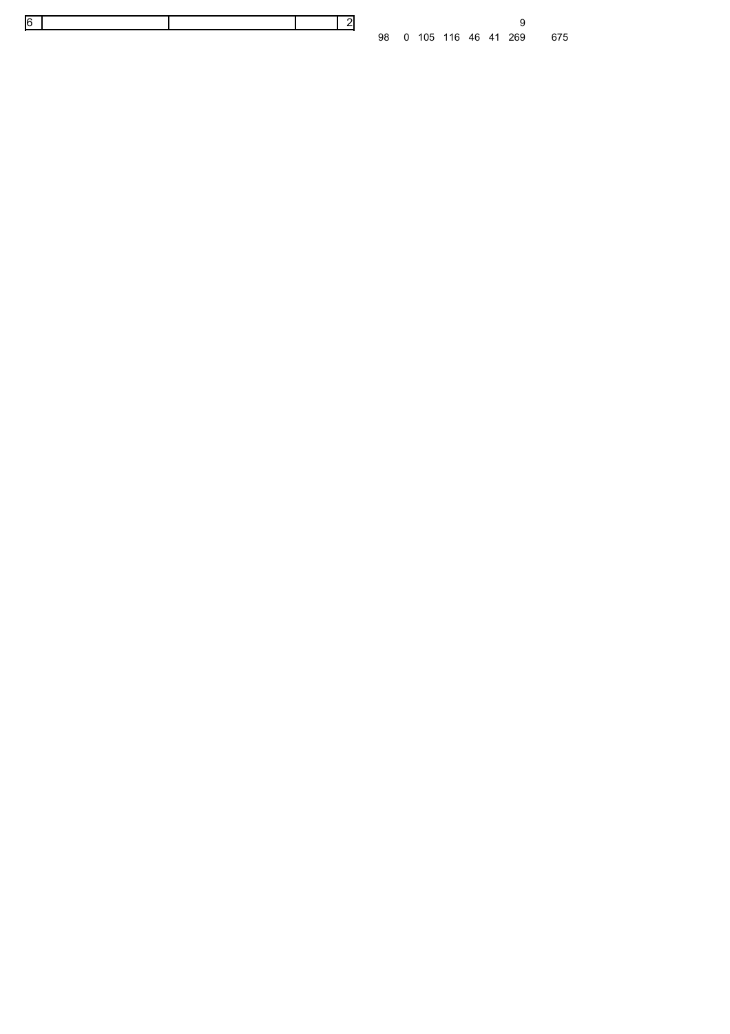| 6 | | | | 2 |
|---|---|---|---|---|

| | | | | | | 9 | |
|---|---|---|---|---|---|---|---|
| 98 | 0 | 105 | 116 | 46 | 41 | 269 | 675 |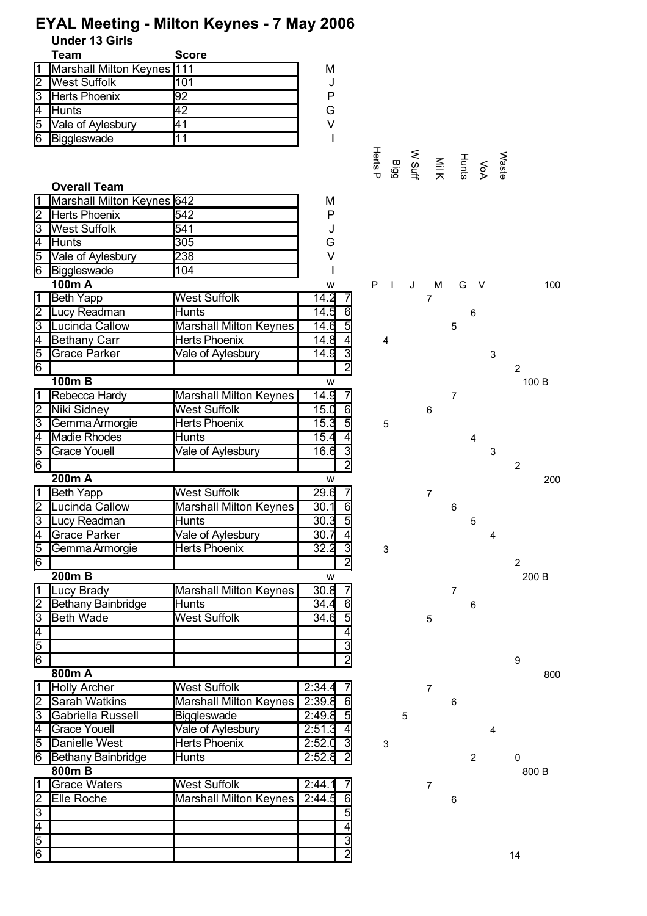# EYAL Meeting - Milton Keynes - 7 May 2006

## Under 13 Girls

| | Team | Score | |
|---|---|---|---|
| 1 | Marshall Milton Keynes | 111 | M |
| 2 | West Suffolk | 101 | J |
| 3 | Herts Phoenix | 92 | P |
| 4 | Hunts | 42 | G |
| 5 | Vale of Aylesbury | 41 | V |
| 6 | Biggleswade | 11 | I |

### Overall Team

| | Team | Score | |
|---|---|---|---|
| 1 | Marshall Milton Keynes | 642 | M |
| 2 | Herts Phoenix | 542 | P |
| 3 | West Suffolk | 541 | J |
| 4 | Hunts | 305 | G |
| 5 | Vale of Aylesbury | 238 | V |
| 6 | Biggleswade | 104 | I |

| | Name | Team | Time | Pts | Herts P | Bigg | W Suff | Mil K | Hunts | VoA | Waste | |
|---|---|---|---|---|---|---|---|---|---|---|---|---|
| | **100m A** | | w | | P | I | J | M | G | V | | 100 |
| 1 | Beth Yapp | West Suffolk | 14.2 | 7 | | | 7 | | | | | |
| 2 | Lucy Readman | Hunts | 14.5 | 6 | | | | | 6 | | | |
| 3 | Lucinda Callow | Marshall Milton Keynes | 14.6 | 5 | | | | 5 | | | | |
| 4 | Bethany Carr | Herts Phoenix | 14.8 | 4 | 4 | | | | | | | |
| 5 | Grace Parker | Vale of Aylesbury | 14.9 | 3 | | | | | | 3 | | |
| 6 | | | | 2 | | | | | | | 2 | |
| | **100m B** | | w | | | | | | | | | 100 B |
| 1 | Rebecca Hardy | Marshall Milton Keynes | 14.9 | 7 | | | | 7 | | | | |
| 2 | Niki Sidney | West Suffolk | 15.0 | 6 | | | 6 | | | | | |
| 3 | Gemma Armorgie | Herts Phoenix | 15.3 | 5 | 5 | | | | | | | |
| 4 | Madie Rhodes | Hunts | 15.4 | 4 | | | | | 4 | | | |
| 5 | Grace Youell | Vale of Aylesbury | 16.6 | 3 | | | | | | 3 | | |
| 6 | | | | 2 | | | | | | | 2 | |
| | **200m A** | | w | | | | | | | | | 200 |
| 1 | Beth Yapp | West Suffolk | 29.6 | 7 | | | 7 | | | | | |
| 2 | Lucinda Callow | Marshall Milton Keynes | 30.1 | 6 | | | | 6 | | | | |
| 3 | Lucy Readman | Hunts | 30.3 | 5 | | | | | 5 | | | |
| 4 | Grace Parker | Vale of Aylesbury | 30.7 | 4 | | | | | | 4 | | |
| 5 | Gemma Armorgie | Herts Phoenix | 32.2 | 3 | 3 | | | | | | | |
| 6 | | | | 2 | | | | | | | 2 | |
| | **200m B** | | w | | | | | | | | | 200 B |
| 1 | Lucy Brady | Marshall Milton Keynes | 30.8 | 7 | | | | 7 | | | | |
| 2 | Bethany Bainbridge | Hunts | 34.4 | 6 | | | | | 6 | | | |
| 3 | Beth Wade | West Suffolk | 34.6 | 5 | | | 5 | | | | | |
| 4 | | | | 4 | | | | | | | | |
| 5 | | | | 3 | | | | | | | | |
| 6 | | | | 2 | | | | | | | 9 | |
| | **800m A** | | | | | | | | | | | 800 |
| 1 | Holly Archer | West Suffolk | 2:34.4 | 7 | | | 7 | | | | | |
| 2 | Sarah Watkins | Marshall Milton Keynes | 2:39.8 | 6 | | | | 6 | | | | |
| 3 | Gabriella Russell | Biggleswade | 2:49.8 | 5 | | 5 | | | | | | |
| 4 | Grace Youell | Vale of Aylesbury | 2:51.3 | 4 | | | | | | 4 | | |
| 5 | Danielle West | Herts Phoenix | 2:52.0 | 3 | 3 | | | | | | | |
| 6 | Bethany Bainbridge | Hunts | 2:52.8 | 2 | | | | | 2 | | 0 | |
| | **800m B** | | | | | | | | | | | 800 B |
| 1 | Grace Waters | West Suffolk | 2:44.1 | 7 | | | 7 | | | | | |
| 2 | Elle Roche | Marshall Milton Keynes | 2:44.5 | 6 | | | | 6 | | | | |
| 3 | | | | 5 | | | | | | | | |
| 4 | | | | 4 | | | | | | | | |
| 5 | | | | 3 | | | | | | | | |
| 6 | | | | 2 | | | | | | | 14 | |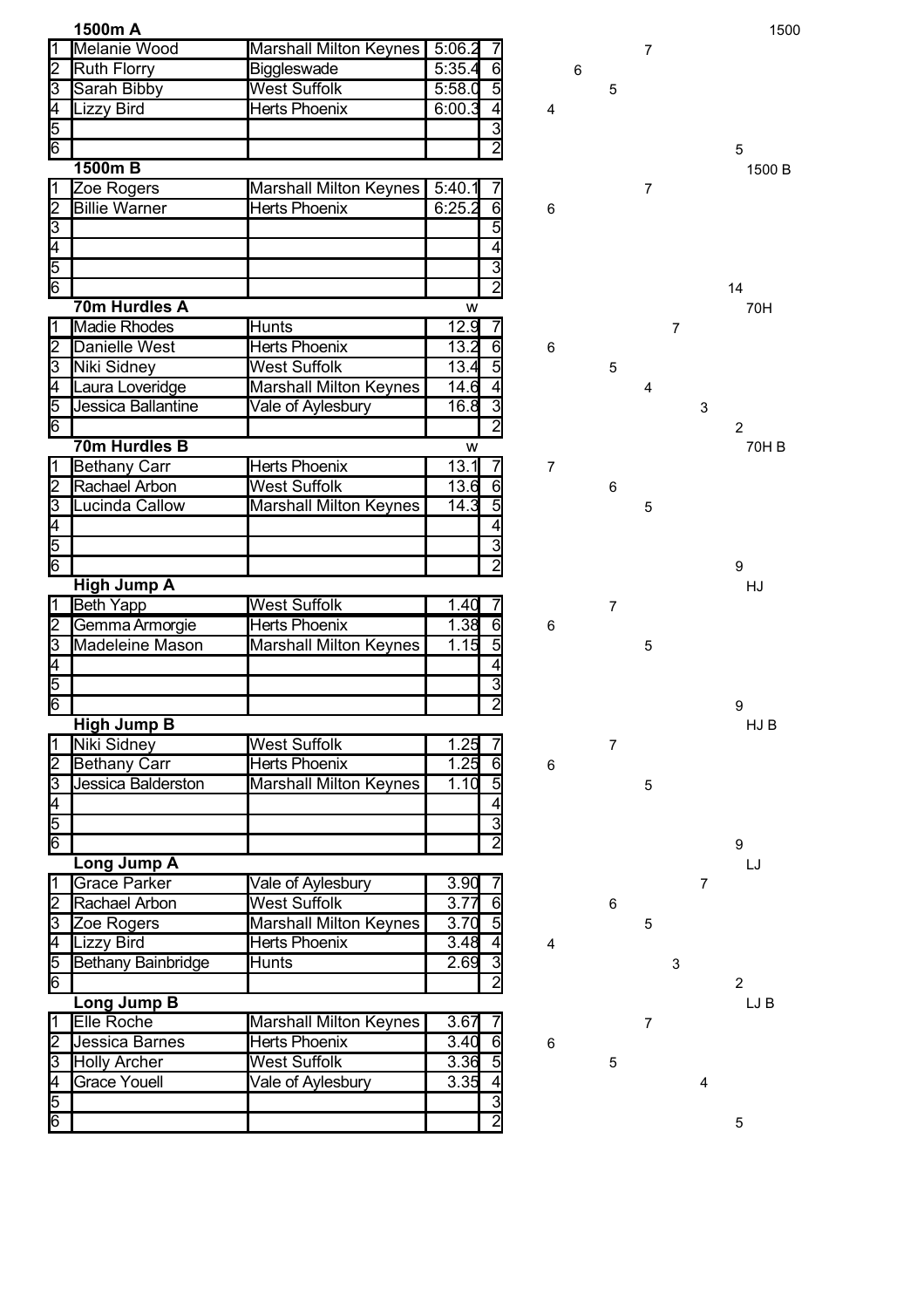### 1500m A

| | | | | |
|---|---|---|---|---|
| 1 | Melanie Wood | Marshall Milton Keynes | 5:06.2 | 7 |
| 2 | Ruth Florry | Biggleswade | 5:35.4 | 6 |
| 3 | Sarah Bibby | West Suffolk | 5:58.0 | 5 |
| 4 | Lizzy Bird | Herts Phoenix | 6:00.3 | 4 |
| 5 | | | | 3 |
| 6 | | | | 2 |

### 1500m B

| | | | | |
|---|---|---|---|---|
| 1 | Zoe Rogers | Marshall Milton Keynes | 5:40.1 | 7 |
| 2 | Billie Warner | Herts Phoenix | 6:25.2 | 6 |
| 3 | | | | 5 |
| 4 | | | | 4 |
| 5 | | | | 3 |
| 6 | | | | 2 |

### 70m Hurdles A

| | | | w | |
|---|---|---|---|---|
| 1 | Madie Rhodes | Hunts | 12.9 | 7 |
| 2 | Danielle West | Herts Phoenix | 13.2 | 6 |
| 3 | Niki Sidney | West Suffolk | 13.4 | 5 |
| 4 | Laura Loveridge | Marshall Milton Keynes | 14.6 | 4 |
| 5 | Jessica Ballantine | Vale of Aylesbury | 16.8 | 3 |
| 6 | | | | 2 |

### 70m Hurdles B

| | | | w | |
|---|---|---|---|---|
| 1 | Bethany Carr | Herts Phoenix | 13.1 | 7 |
| 2 | Rachael Arbon | West Suffolk | 13.6 | 6 |
| 3 | Lucinda Callow | Marshall Milton Keynes | 14.3 | 5 |
| 4 | | | | 4 |
| 5 | | | | 3 |
| 6 | | | | 2 |

### High Jump A

| | | | | |
|---|---|---|---|---|
| 1 | Beth Yapp | West Suffolk | 1.40 | 7 |
| 2 | Gemma Armorgie | Herts Phoenix | 1.38 | 6 |
| 3 | Madeleine Mason | Marshall Milton Keynes | 1.15 | 5 |
| 4 | | | | 4 |
| 5 | | | | 3 |
| 6 | | | | 2 |

### High Jump B

| | | | | |
|---|---|---|---|---|
| 1 | Niki Sidney | West Suffolk | 1.25 | 7 |
| 2 | Bethany Carr | Herts Phoenix | 1.25 | 6 |
| 3 | Jessica Balderston | Marshall Milton Keynes | 1.10 | 5 |
| 4 | | | | 4 |
| 5 | | | | 3 |
| 6 | | | | 2 |

### Long Jump A

| | | | | |
|---|---|---|---|---|
| 1 | Grace Parker | Vale of Aylesbury | 3.90 | 7 |
| 2 | Rachael Arbon | West Suffolk | 3.77 | 6 |
| 3 | Zoe Rogers | Marshall Milton Keynes | 3.70 | 5 |
| 4 | Lizzy Bird | Herts Phoenix | 3.48 | 4 |
| 5 | Bethany Bainbridge | Hunts | 2.69 | 3 |
| 6 | | | | 2 |

### Long Jump B

| | | | | |
|---|---|---|---|---|
| 1 | Elle Roche | Marshall Milton Keynes | 3.67 | 7 |
| 2 | Jessica Barnes | Herts Phoenix | 3.40 | 6 |
| 3 | Holly Archer | West Suffolk | 3.36 | 5 |
| 4 | Grace Youell | Vale of Aylesbury | 3.35 | 4 |
| 5 | | | | 3 |
| 6 | | | | 2 |

| Event | Herts Phoenix | Biggleswade | West Suffolk | Marshall Milton Keynes | Hunts | Vale of Aylesbury | Remaining |
|---|---|---|---|---|---|---|---|
| 1500 | 4 | 6 | 5 | 7 | | | 5 |
| 1500 B | 6 | | | 7 | | | 14 |
| 70H | 6 | | 5 | 4 | 7 | 3 | 2 |
| 70H B | 7 | | 6 | 5 | | | 9 |
| HJ | 6 | | 7 | 5 | | | 9 |
| HJ B | 6 | | 7 | 5 | | | 9 |
| LJ | 4 | | 6 | 5 | 3 | 7 | 2 |
| LJ B | 6 | | 5 | 7 | | 4 | 5 |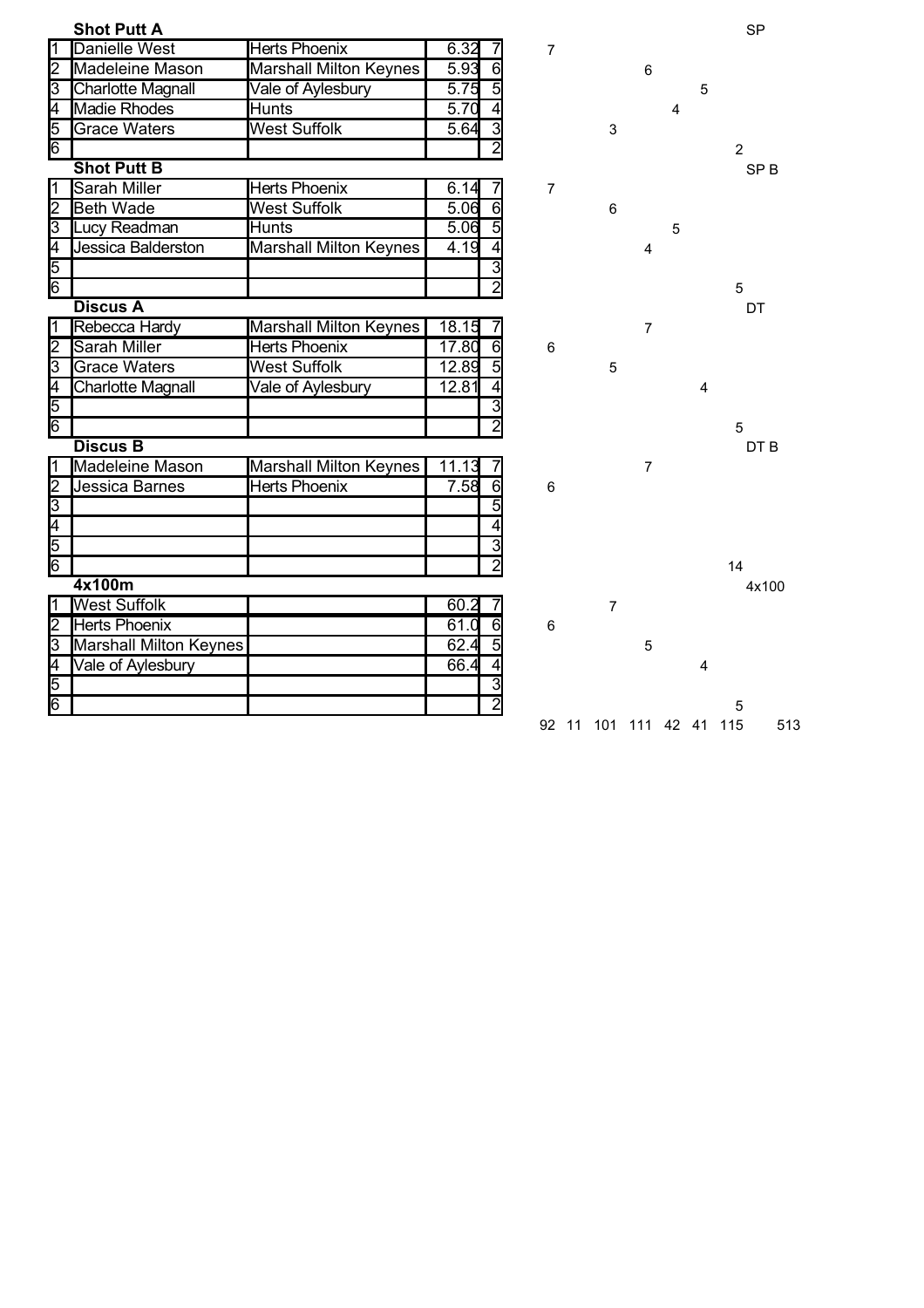**Shot Putt A**

| | | | | | | | | | | | | | SP |
|---|---|---|---|---|---|---|---|---|---|---|---|---|---|
| 1 | Danielle West | Herts Phoenix | 6.32 | 7 | 7 | | | | | | | | |
| 2 | Madeleine Mason | Marshall Milton Keynes | 5.93 | 6 | | | | 6 | | | | | |
| 3 | Charlotte Magnall | Vale of Aylesbury | 5.75 | 5 | | | | | | 5 | | | |
| 4 | Madie Rhodes | Hunts | 5.70 | 4 | | | | | 4 | | | | |
| 5 | Grace Waters | West Suffolk | 5.64 | 3 | | | 3 | | | | | | |
| 6 | | | | 2 | | | | | | | 2 | | |

**Shot Putt B**

| | | | | | | | | | | | | | SP B |
|---|---|---|---|---|---|---|---|---|---|---|---|---|---|
| 1 | Sarah Miller | Herts Phoenix | 6.14 | 7 | 7 | | | | | | | | |
| 2 | Beth Wade | West Suffolk | 5.06 | 6 | | | 6 | | | | | | |
| 3 | Lucy Readman | Hunts | 5.06 | 5 | | | | | 5 | | | | |
| 4 | Jessica Balderston | Marshall Milton Keynes | 4.19 | 4 | | | | 4 | | | | | |
| 5 | | | | 3 | | | | | | | | | |
| 6 | | | | 2 | | | | | | | 5 | | |

**Discus A**

| | | | | | | | | | | | | | DT |
|---|---|---|---|---|---|---|---|---|---|---|---|---|---|
| 1 | Rebecca Hardy | Marshall Milton Keynes | 18.15 | 7 | | | | 7 | | | | | |
| 2 | Sarah Miller | Herts Phoenix | 17.80 | 6 | 6 | | | | | | | | |
| 3 | Grace Waters | West Suffolk | 12.89 | 5 | | | 5 | | | | | | |
| 4 | Charlotte Magnall | Vale of Aylesbury | 12.81 | 4 | | | | | | 4 | | | |
| 5 | | | | 3 | | | | | | | | | |
| 6 | | | | 2 | | | | | | | 5 | | |

**Discus B**

| | | | | | | | | | | | | | DT B |
|---|---|---|---|---|---|---|---|---|---|---|---|---|---|
| 1 | Madeleine Mason | Marshall Milton Keynes | 11.13 | 7 | | | | 7 | | | | | |
| 2 | Jessica Barnes | Herts Phoenix | 7.58 | 6 | 6 | | | | | | | | |
| 3 | | | | 5 | | | | | | | | | |
| 4 | | | | 4 | | | | | | | | | |
| 5 | | | | 3 | | | | | | | | | |
| 6 | | | | 2 | | | | | | | 14 | | |

**4x100m**

| | | | | | | | | | | | | | 4x100 |
|---|---|---|---|---|---|---|---|---|---|---|---|---|---|
| 1 | West Suffolk | | 60.2 | 7 | | | 7 | | | | | | |
| 2 | Herts Phoenix | | 61.0 | 6 | 6 | | | | | | | | |
| 3 | Marshall Milton Keynes | | 62.4 | 5 | | | | 5 | | | | | |
| 4 | Vale of Aylesbury | | 66.4 | 4 | | | | | | 4 | | | |
| 5 | | | | 3 | | | | | | | | | |
| 6 | | | | 2 | | | | | | | 5 | | |
| | | | | | 92 | 11 | 101 | 111 | 42 | 41 | 115 | | 513 |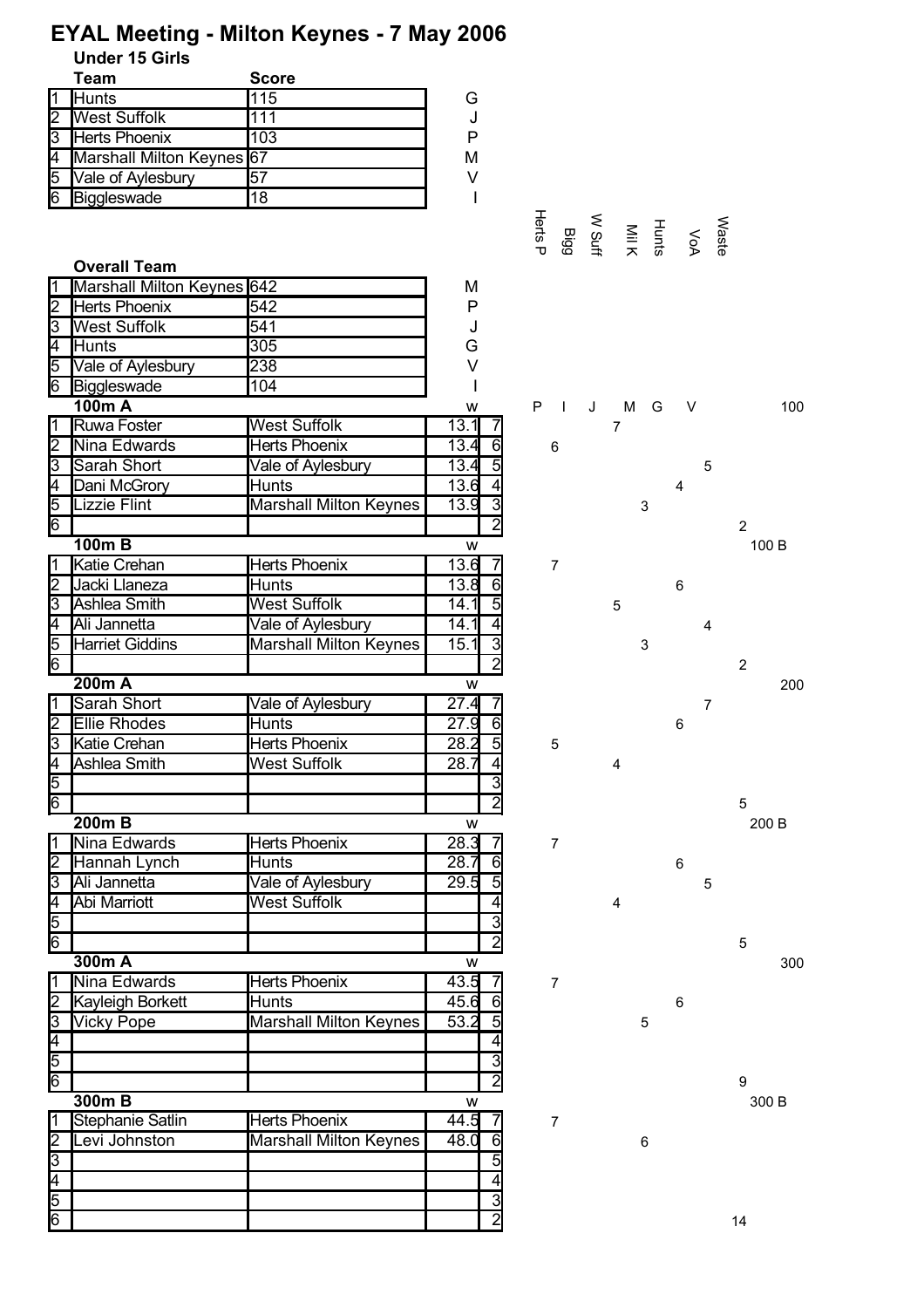# EYAL Meeting - Milton Keynes - 7 May 2006

### Under 15 Girls

| | Team | Score | |
|---|---|---|---|
| 1 | Hunts | 115 | G |
| 2 | West Suffolk | 111 | J |
| 3 | Herts Phoenix | 103 | P |
| 4 | Marshall Milton Keynes | 67 | M |
| 5 | Vale of Aylesbury | 57 | V |
| 6 | Biggleswade | 18 | I |

### Overall Team

| | Team | Score | |
|---|---|---|---|
| 1 | Marshall Milton Keynes | 642 | M |
| 2 | Herts Phoenix | 542 | P |
| 3 | West Suffolk | 541 | J |
| 4 | Hunts | 305 | G |
| 5 | Vale of Aylesbury | 238 | V |
| 6 | Biggleswade | 104 | I |

| | | | | | Herts P | Bigg | W Suff | Mil K | Hunts | VoA | Waste | |
|---|---|---|---|---|---|---|---|---|---|---|---|---|
| | **100m A** | | w | | P | I | J | M | G | V | | 100 |
| 1 | Ruwa Foster | West Suffolk | 13.1 | 7 | | | 7 | | | | | |
| 2 | Nina Edwards | Herts Phoenix | 13.4 | 6 | 6 | | | | | | | |
| 3 | Sarah Short | Vale of Aylesbury | 13.4 | 5 | | | | | | 5 | | |
| 4 | Dani McGrory | Hunts | 13.6 | 4 | | | | | 4 | | | |
| 5 | Lizzie Flint | Marshall Milton Keynes | 13.9 | 3 | | | | 3 | | | | |
| 6 | | | | 2 | | | | | | | 2 | |
| | **100m B** | | w | | | | | | | | | 100 B |
| 1 | Katie Crehan | Herts Phoenix | 13.6 | 7 | 7 | | | | | | | |
| 2 | Jacki Llaneza | Hunts | 13.8 | 6 | | | | | 6 | | | |
| 3 | Ashlea Smith | West Suffolk | 14.1 | 5 | | | 5 | | | | | |
| 4 | Ali Jannetta | Vale of Aylesbury | 14.1 | 4 | | | | | | 4 | | |
| 5 | Harriet Giddins | Marshall Milton Keynes | 15.1 | 3 | | | | 3 | | | | |
| 6 | | | | 2 | | | | | | | 2 | |
| | **200m A** | | w | | | | | | | | | 200 |
| 1 | Sarah Short | Vale of Aylesbury | 27.4 | 7 | | | | | | 7 | | |
| 2 | Ellie Rhodes | Hunts | 27.9 | 6 | | | | | 6 | | | |
| 3 | Katie Crehan | Herts Phoenix | 28.2 | 5 | 5 | | | | | | | |
| 4 | Ashlea Smith | West Suffolk | 28.7 | 4 | | | 4 | | | | | |
| 5 | | | | 3 | | | | | | | | |
| 6 | | | | 2 | | | | | | | 5 | |
| | **200m B** | | w | | | | | | | | | 200 B |
| 1 | Nina Edwards | Herts Phoenix | 28.3 | 7 | 7 | | | | | | | |
| 2 | Hannah Lynch | Hunts | 28.7 | 6 | | | | | 6 | | | |
| 3 | Ali Jannetta | Vale of Aylesbury | 29.5 | 5 | | | | | | 5 | | |
| 4 | Abi Marriott | West Suffolk | | 4 | | | 4 | | | | | |
| 5 | | | | 3 | | | | | | | | |
| 6 | | | | 2 | | | | | | | 5 | |
| | **300m A** | | w | | | | | | | | | 300 |
| 1 | Nina Edwards | Herts Phoenix | 43.5 | 7 | 7 | | | | | | | |
| 2 | Kayleigh Borkett | Hunts | 45.6 | 6 | | | | | 6 | | | |
| 3 | Vicky Pope | Marshall Milton Keynes | 53.2 | 5 | | | | 5 | | | | |
| 4 | | | | 4 | | | | | | | | |
| 5 | | | | 3 | | | | | | | | |
| 6 | | | | 2 | | | | | | | 9 | |
| | **300m B** | | w | | | | | | | | | 300 B |
| 1 | Stephanie Satlin | Herts Phoenix | 44.5 | 7 | 7 | | | | | | | |
| 2 | Levi Johnston | Marshall Milton Keynes | 48.0 | 6 | | | | 6 | | | | |
| 3 | | | | 5 | | | | | | | | |
| 4 | | | | 4 | | | | | | | | |
| 5 | | | | 3 | | | | | | | | |
| 6 | | | | 2 | | | | | | | 14 | |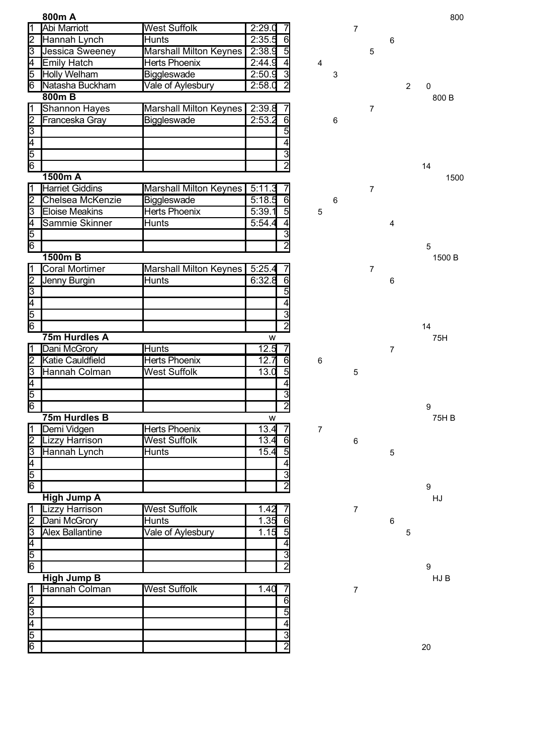### 800m A

| | | | | |
|---|---|---|---|---|
| 1 | Abi Marriott | West Suffolk | 2:29.0 | 7 |
| 2 | Hannah Lynch | Hunts | 2:35.5 | 6 |
| 3 | Jessica Sweeney | Marshall Milton Keynes | 2:38.9 | 5 |
| 4 | Emily Hatch | Herts Phoenix | 2:44.9 | 4 |
| 5 | Holly Welham | Biggleswade | 2:50.9 | 3 |
| 6 | Natasha Buckham | Vale of Aylesbury | 2:58.0 | 2 |

### 800m B

| | | | | |
|---|---|---|---|---|
| 1 | Shannon Hayes | Marshall Milton Keynes | 2:39.8 | 7 |
| 2 | Franceska Gray | Biggleswade | 2:53.2 | 6 |
| 3 | | | | 5 |
| 4 | | | | 4 |
| 5 | | | | 3 |
| 6 | | | | 2 |

### 1500m A

| | | | | |
|---|---|---|---|---|
| 1 | Harriet Giddins | Marshall Milton Keynes | 5:11.3 | 7 |
| 2 | Chelsea McKenzie | Biggleswade | 5:18.5 | 6 |
| 3 | Eloise Meakins | Herts Phoenix | 5:39.1 | 5 |
| 4 | Sammie Skinner | Hunts | 5:54.4 | 4 |
| 5 | | | | 3 |
| 6 | | | | 2 |

### 1500m B

| | | | | |
|---|---|---|---|---|
| 1 | Coral Mortimer | Marshall Milton Keynes | 5:25.4 | 7 |
| 2 | Jenny Burgin | Hunts | 6:32.8 | 6 |
| 3 | | | | 5 |
| 4 | | | | 4 |
| 5 | | | | 3 |
| 6 | | | | 2 |

### 75m Hurdles A

| | | | w | |
|---|---|---|---|---|
| 1 | Dani McGrory | Hunts | 12.5 | 7 |
| 2 | Katie Cauldfield | Herts Phoenix | 12.7 | 6 |
| 3 | Hannah Colman | West Suffolk | 13.0 | 5 |
| 4 | | | | 4 |
| 5 | | | | 3 |
| 6 | | | | 2 |

### 75m Hurdles B

| | | | w | |
|---|---|---|---|---|
| 1 | Demi Vidgen | Herts Phoenix | 13.4 | 7 |
| 2 | Lizzy Harrison | West Suffolk | 13.4 | 6 |
| 3 | Hannah Lynch | Hunts | 15.4 | 5 |
| 4 | | | | 4 |
| 5 | | | | 3 |
| 6 | | | | 2 |

### High Jump A

| | | | | |
|---|---|---|---|---|
| 1 | Lizzy Harrison | West Suffolk | 1.42 | 7 |
| 2 | Dani McGrory | Hunts | 1.35 | 6 |
| 3 | Alex Ballantine | Vale of Aylesbury | 1.15 | 5 |
| 4 | | | | 4 |
| 5 | | | | 3 |
| 6 | | | | 2 |

### High Jump B

| | | | | |
|---|---|---|---|---|
| 1 | Hannah Colman | West Suffolk | 1.40 | 7 |
| 2 | | | | 6 |
| 3 | | | | 5 |
| 4 | | | | 4 |
| 5 | | | | 3 |
| 6 | | | | 2 |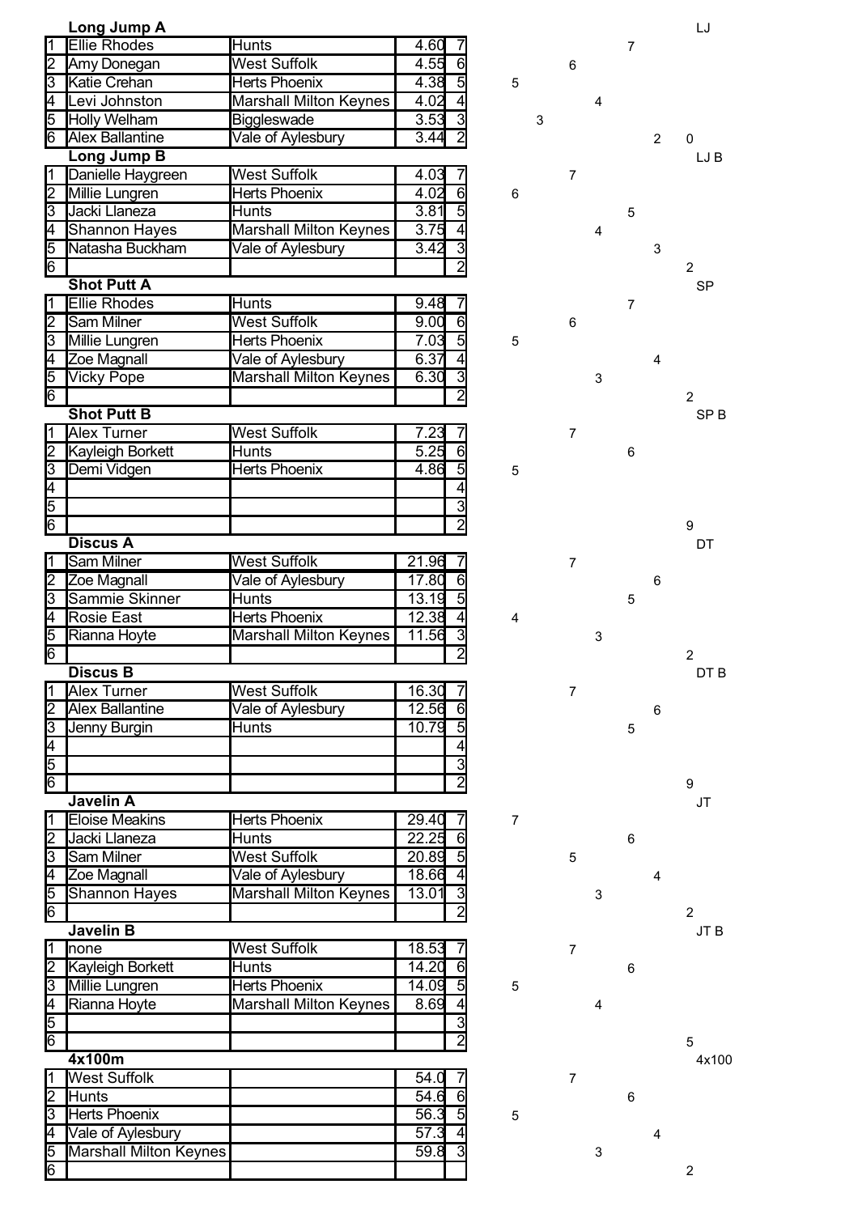| | Long Jump A | | | | | | | | | | | LJ |
|---|---|---|---|---|---|---|---|---|---|---|---|---|
| 1 | Ellie Rhodes | Hunts | 4.60 | 7 | | | | | 7 | | | |
| 2 | Amy Donegan | West Suffolk | 4.55 | 6 | | | 6 | | | | | |
| 3 | Katie Crehan | Herts Phoenix | 4.38 | 5 | 5 | | | | | | | |
| 4 | Levi Johnston | Marshall Milton Keynes | 4.02 | 4 | | | | 4 | | | | |
| 5 | Holly Welham | Biggleswade | 3.53 | 3 | | 3 | | | | | | |
| 6 | Alex Ballantine | Vale of Aylesbury | 3.44 | 2 | | | | | | 2 | 0 | |

| | Long Jump B | | | | | | | | | | | LJ B |
|---|---|---|---|---|---|---|---|---|---|---|---|---|
| 1 | Danielle Haygreen | West Suffolk | 4.03 | 7 | | | 7 | | | | | |
| 2 | Millie Lungren | Herts Phoenix | 4.02 | 6 | 6 | | | | | | | |
| 3 | Jacki Llaneza | Hunts | 3.81 | 5 | | | | | 5 | | | |
| 4 | Shannon Hayes | Marshall Milton Keynes | 3.75 | 4 | | | | 4 | | | | |
| 5 | Natasha Buckham | Vale of Aylesbury | 3.42 | 3 | | | | | | 3 | | |
| 6 | | | | 2 | | | | | | | 2 | |

| | Shot Putt A | | | | | | | | | | | SP |
|---|---|---|---|---|---|---|---|---|---|---|---|---|
| 1 | Ellie Rhodes | Hunts | 9.48 | 7 | | | | | 7 | | | |
| 2 | Sam Milner | West Suffolk | 9.00 | 6 | | | 6 | | | | | |
| 3 | Millie Lungren | Herts Phoenix | 7.03 | 5 | 5 | | | | | | | |
| 4 | Zoe Magnall | Vale of Aylesbury | 6.37 | 4 | | | | | | 4 | | |
| 5 | Vicky Pope | Marshall Milton Keynes | 6.30 | 3 | | | | 3 | | | | |
| 6 | | | | 2 | | | | | | | 2 | |

| | Shot Putt B | | | | | | | | | | | SP B |
|---|---|---|---|---|---|---|---|---|---|---|---|---|
| 1 | Alex Turner | West Suffolk | 7.23 | 7 | | | 7 | | | | | |
| 2 | Kayleigh Borkett | Hunts | 5.25 | 6 | | | | | 6 | | | |
| 3 | Demi Vidgen | Herts Phoenix | 4.86 | 5 | 5 | | | | | | | |
| 4 | | | | 4 | | | | | | | | |
| 5 | | | | 3 | | | | | | | | |
| 6 | | | | 2 | | | | | | | 9 | |

| | Discus A | | | | | | | | | | | DT |
|---|---|---|---|---|---|---|---|---|---|---|---|---|
| 1 | Sam Milner | West Suffolk | 21.96 | 7 | | | 7 | | | | | |
| 2 | Zoe Magnall | Vale of Aylesbury | 17.80 | 6 | | | | | | 6 | | |
| 3 | Sammie Skinner | Hunts | 13.19 | 5 | | | | | 5 | | | |
| 4 | Rosie East | Herts Phoenix | 12.38 | 4 | 4 | | | | | | | |
| 5 | Rianna Hoyte | Marshall Milton Keynes | 11.56 | 3 | | | | 3 | | | | |
| 6 | | | | 2 | | | | | | | 2 | |

| | Discus B | | | | | | | | | | | DT B |
|---|---|---|---|---|---|---|---|---|---|---|---|---|
| 1 | Alex Turner | West Suffolk | 16.30 | 7 | | | 7 | | | | | |
| 2 | Alex Ballantine | Vale of Aylesbury | 12.56 | 6 | | | | | | 6 | | |
| 3 | Jenny Burgin | Hunts | 10.79 | 5 | | | | | 5 | | | |
| 4 | | | | 4 | | | | | | | | |
| 5 | | | | 3 | | | | | | | | |
| 6 | | | | 2 | | | | | | | 9 | |

| | Javelin A | | | | | | | | | | | JT |
|---|---|---|---|---|---|---|---|---|---|---|---|---|
| 1 | Eloise Meakins | Herts Phoenix | 29.40 | 7 | 7 | | | | | | | |
| 2 | Jacki Llaneza | Hunts | 22.25 | 6 | | | | | 6 | | | |
| 3 | Sam Milner | West Suffolk | 20.89 | 5 | | | 5 | | | | | |
| 4 | Zoe Magnall | Vale of Aylesbury | 18.66 | 4 | | | | | | 4 | | |
| 5 | Shannon Hayes | Marshall Milton Keynes | 13.01 | 3 | | | | 3 | | | | |
| 6 | | | | 2 | | | | | | | 2 | |

| | Javelin B | | | | | | | | | | | JT B |
|---|---|---|---|---|---|---|---|---|---|---|---|---|
| 1 | none | West Suffolk | 18.53 | 7 | | | 7 | | | | | |
| 2 | Kayleigh Borkett | Hunts | 14.20 | 6 | | | | | 6 | | | |
| 3 | Millie Lungren | Herts Phoenix | 14.09 | 5 | 5 | | | | | | | |
| 4 | Rianna Hoyte | Marshall Milton Keynes | 8.69 | 4 | | | | 4 | | | | |
| 5 | | | | 3 | | | | | | | | |
| 6 | | | | 2 | | | | | | | 5 | |

| | 4x100m | | | | | | | | | | | 4x100 |
|---|---|---|---|---|---|---|---|---|---|---|---|---|
| 1 | West Suffolk | | 54.0 | 7 | | | 7 | | | | | |
| 2 | Hunts | | 54.6 | 6 | | | | | 6 | | | |
| 3 | Herts Phoenix | | 56.3 | 5 | 5 | | | | | | | |
| 4 | Vale of Aylesbury | | 57.3 | 4 | | | | | | 4 | | |
| 5 | Marshall Milton Keynes | | 59.8 | 3 | | | | 3 | | | | |
| 6 | | | | | | | | | | | 2 | |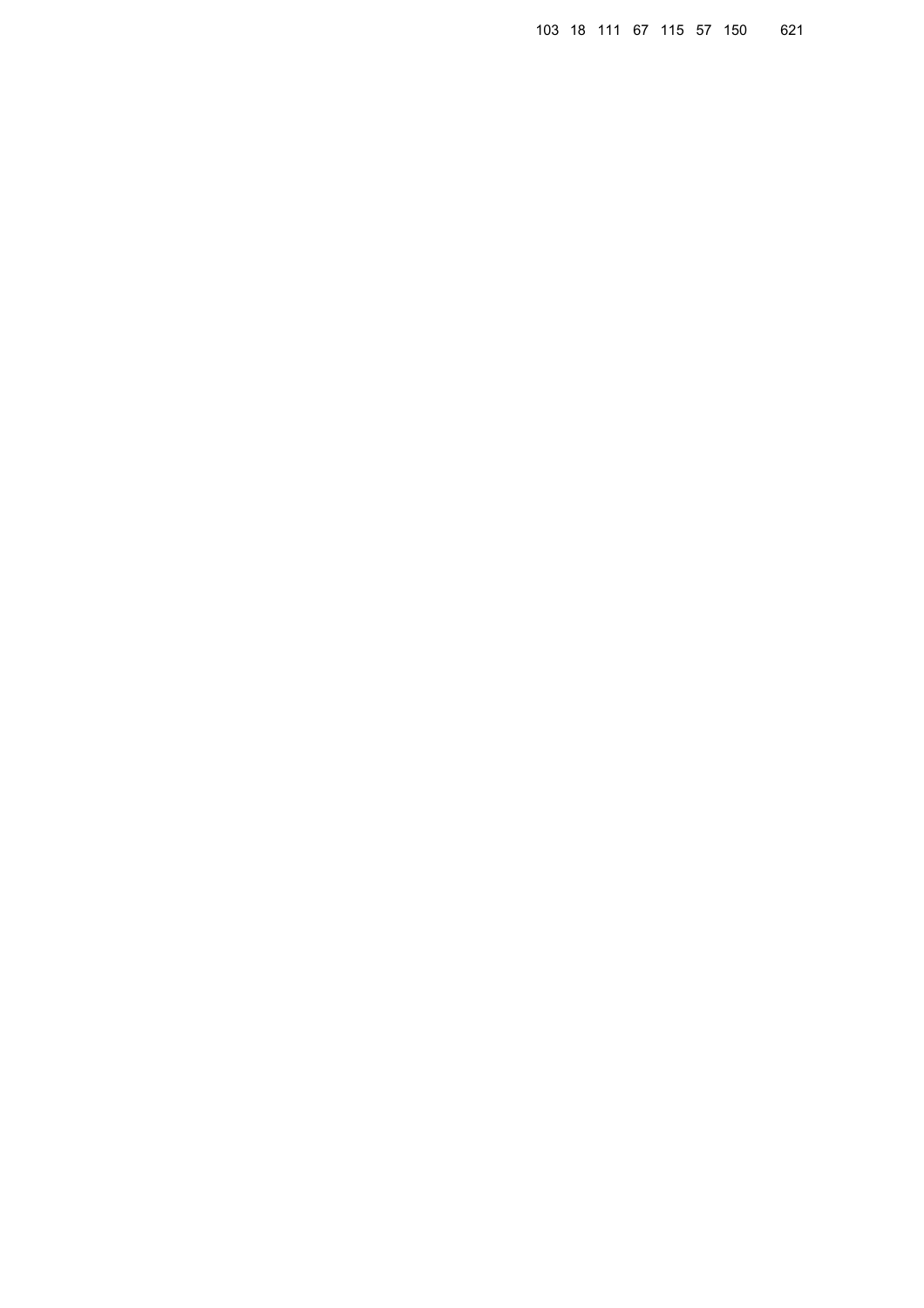103 18 111 67 115 57 150 621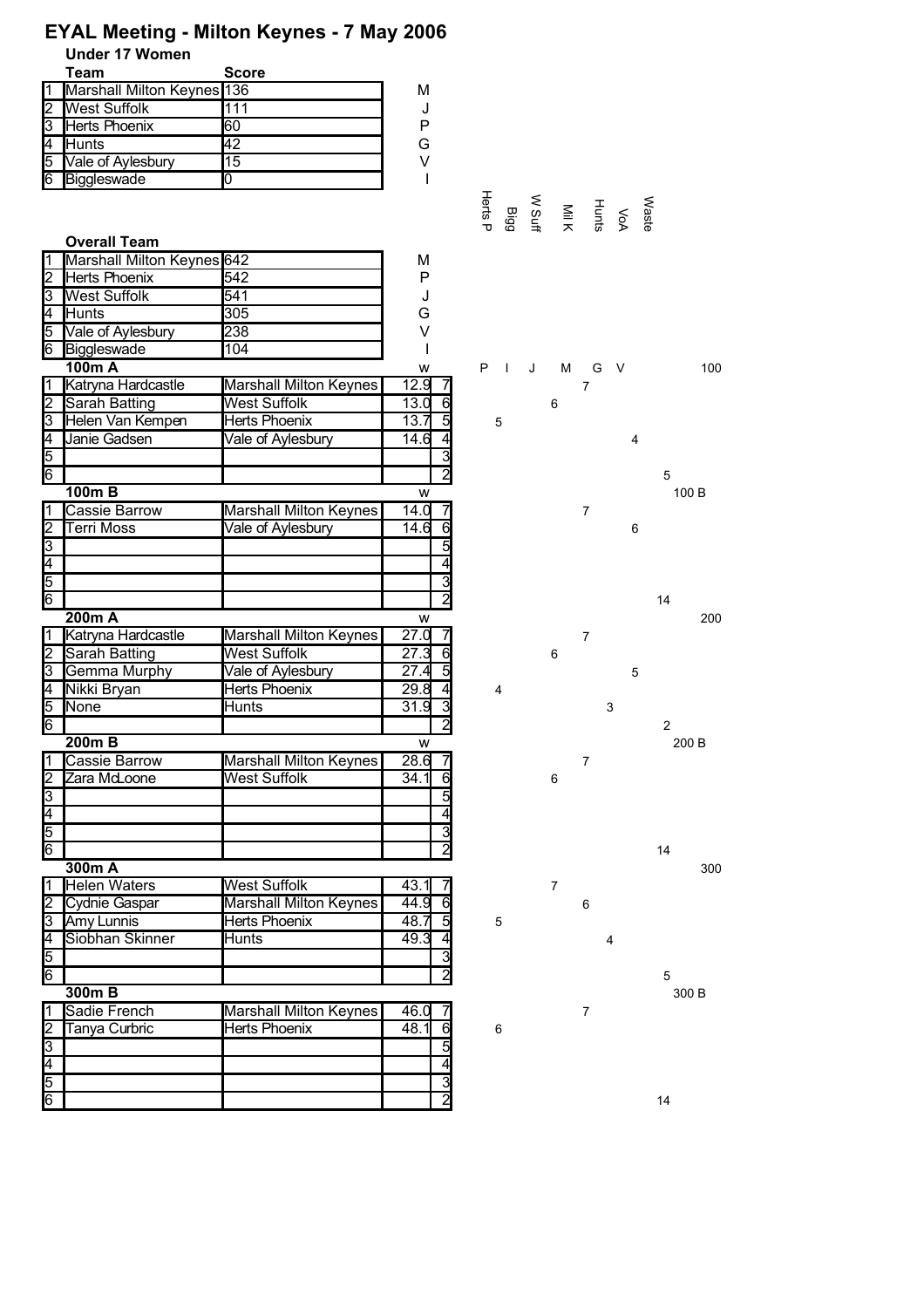# EYAL Meeting - Milton Keynes - 7 May 2006

## Under 17 Women

| | Team | Score | |
|---|---|---|---|
| 1 | Marshall Milton Keynes | 136 | M |
| 2 | West Suffolk | 111 | J |
| 3 | Herts Phoenix | 60 | P |
| 4 | Hunts | 42 | G |
| 5 | Vale of Aylesbury | 15 | V |
| 6 | Biggleswade | 0 | I |

Herts P | Bigg | W Suff | Mil K | Hunts | VoA | Waste

### Overall Team

| | Team | Score | |
|---|---|---|---|
| 1 | Marshall Milton Keynes | 642 | M |
| 2 | Herts Phoenix | 542 | P |
| 3 | West Suffolk | 541 | J |
| 4 | Hunts | 305 | G |
| 5 | Vale of Aylesbury | 238 | V |
| 6 | Biggleswade | 104 | I |

### 100m A

w — P I J M G V — 100

| | Name | Team | Time | Pts | Herts P | Bigg | W Suff | Mil K | Hunts | VoA | Waste |
|---|---|---|---|---|---|---|---|---|---|---|---|
| 1 | Katryna Hardcastle | Marshall Milton Keynes | 12.9 | 7 | | | | 7 | | | |
| 2 | Sarah Batting | West Suffolk | 13.0 | 6 | | | 6 | | | | |
| 3 | Helen Van Kempen | Herts Phoenix | 13.7 | 5 | 5 | | | | | | |
| 4 | Janie Gadsen | Vale of Aylesbury | 14.6 | 4 | | | | | | 4 | |
| 5 | | | | 3 | | | | | | | |
| 6 | | | | 2 | | | | | | | 5 |

### 100m B

w — 100 B

| | Name | Team | Time | Pts | Herts P | Bigg | W Suff | Mil K | Hunts | VoA | Waste |
|---|---|---|---|---|---|---|---|---|---|---|---|
| 1 | Cassie Barrow | Marshall Milton Keynes | 14.0 | 7 | | | | 7 | | | |
| 2 | Terri Moss | Vale of Aylesbury | 14.6 | 6 | | | | | | 6 | |
| 3 | | | | 5 | | | | | | | |
| 4 | | | | 4 | | | | | | | |
| 5 | | | | 3 | | | | | | | |
| 6 | | | | 2 | | | | | | | 14 |

### 200m A

w — 200

| | Name | Team | Time | Pts | Herts P | Bigg | W Suff | Mil K | Hunts | VoA | Waste |
|---|---|---|---|---|---|---|---|---|---|---|---|
| 1 | Katryna Hardcastle | Marshall Milton Keynes | 27.0 | 7 | | | | 7 | | | |
| 2 | Sarah Batting | West Suffolk | 27.3 | 6 | | | 6 | | | | |
| 3 | Gemma Murphy | Vale of Aylesbury | 27.4 | 5 | | | | | | 5 | |
| 4 | Nikki Bryan | Herts Phoenix | 29.8 | 4 | 4 | | | | | | |
| 5 | None | Hunts | 31.9 | 3 | | | | | 3 | | |
| 6 | | | | 2 | | | | | | | 2 |

### 200m B

w — 200 B

| | Name | Team | Time | Pts | Herts P | Bigg | W Suff | Mil K | Hunts | VoA | Waste |
|---|---|---|---|---|---|---|---|---|---|---|---|
| 1 | Cassie Barrow | Marshall Milton Keynes | 28.6 | 7 | | | | 7 | | | |
| 2 | Zara McLoone | West Suffolk | 34.1 | 6 | | | 6 | | | | |
| 3 | | | | 5 | | | | | | | |
| 4 | | | | 4 | | | | | | | |
| 5 | | | | 3 | | | | | | | |
| 6 | | | | 2 | | | | | | | 14 |

### 300m A

300

| | Name | Team | Time | Pts | Herts P | Bigg | W Suff | Mil K | Hunts | VoA | Waste |
|---|---|---|---|---|---|---|---|---|---|---|---|
| 1 | Helen Waters | West Suffolk | 43.1 | 7 | | | 7 | | | | |
| 2 | Cydnie Gaspar | Marshall Milton Keynes | 44.9 | 6 | | | | 6 | | | |
| 3 | Amy Lunnis | Herts Phoenix | 48.7 | 5 | 5 | | | | | | |
| 4 | Siobhan Skinner | Hunts | 49.3 | 4 | | | | | 4 | | |
| 5 | | | | 3 | | | | | | | |
| 6 | | | | 2 | | | | | | | 5 |

### 300m B

300 B

| | Name | Team | Time | Pts | Herts P | Bigg | W Suff | Mil K | Hunts | VoA | Waste |
|---|---|---|---|---|---|---|---|---|---|---|---|
| 1 | Sadie French | Marshall Milton Keynes | 46.0 | 7 | | | | 7 | | | |
| 2 | Tanya Curbric | Herts Phoenix | 48.1 | 6 | 6 | | | | | | |
| 3 | | | | 5 | | | | | | | |
| 4 | | | | 4 | | | | | | | |
| 5 | | | | 3 | | | | | | | |
| 6 | | | | 2 | | | | | | | 14 |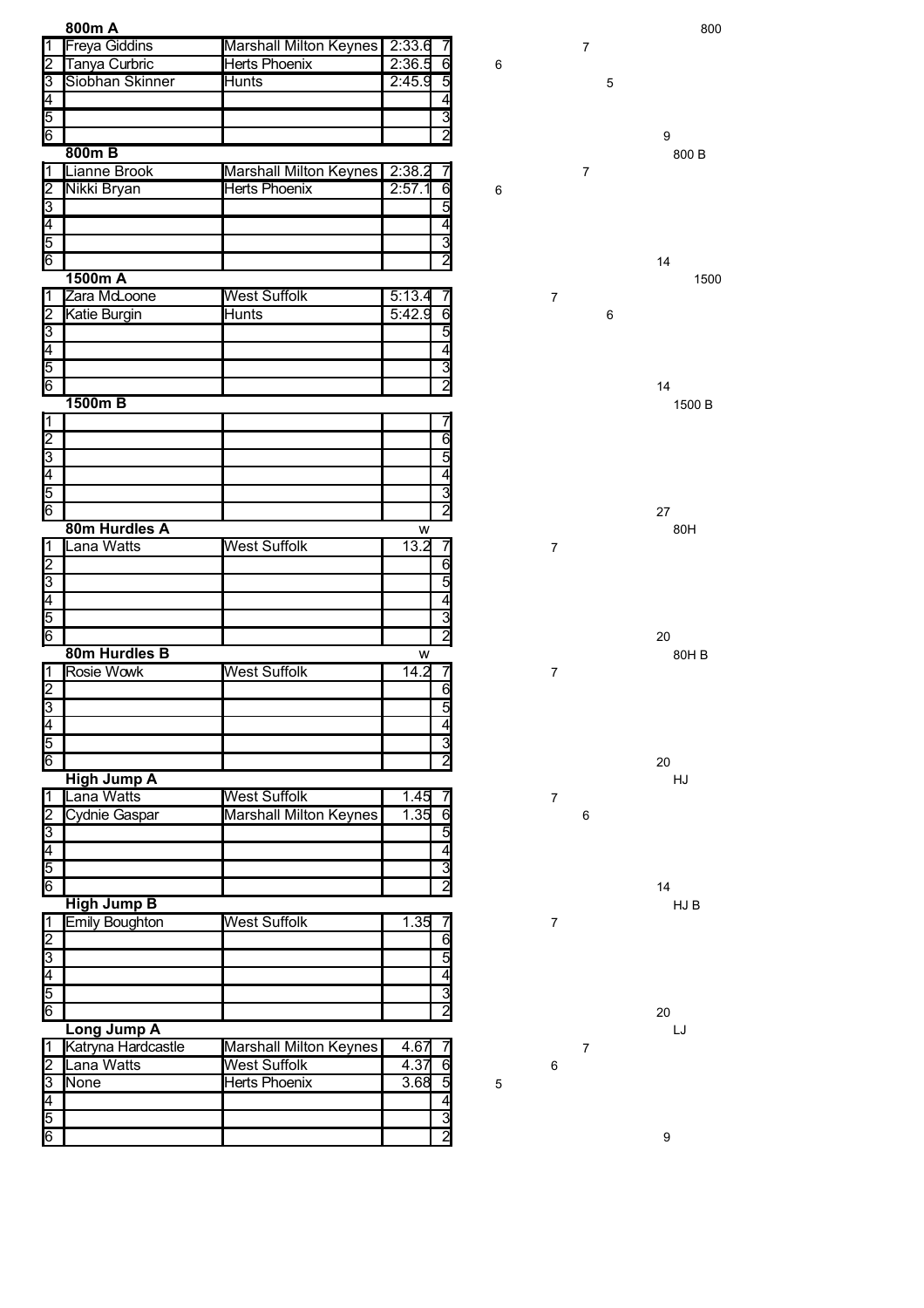### 800m A

| | Name | Club | Time | Pts |
|---|---|---|---|---|
| 1 | Freya Giddins | Marshall Milton Keynes | 2:33.6 | 7 |
| 2 | Tanya Curbric | Herts Phoenix | 2:36.5 | 6 |
| 3 | Siobhan Skinner | Hunts | 2:45.9 | 5 |
| 4 | | | | 4 |
| 5 | | | | 3 |
| 6 | | | | 2 |

### 800m B

| | Name | Club | Time | Pts |
|---|---|---|---|---|
| 1 | Lianne Brook | Marshall Milton Keynes | 2:38.2 | 7 |
| 2 | Nikki Bryan | Herts Phoenix | 2:57.1 | 6 |
| 3 | | | | 5 |
| 4 | | | | 4 |
| 5 | | | | 3 |
| 6 | | | | 2 |

### 1500m A

| | Name | Club | Time | Pts |
|---|---|---|---|---|
| 1 | Zara McLoone | West Suffolk | 5:13.4 | 7 |
| 2 | Katie Burgin | Hunts | 5:42.9 | 6 |
| 3 | | | | 5 |
| 4 | | | | 4 |
| 5 | | | | 3 |
| 6 | | | | 2 |

### 1500m B

| | Name | Club | Time | Pts |
|---|---|---|---|---|
| 1 | | | | 7 |
| 2 | | | | 6 |
| 3 | | | | 5 |
| 4 | | | | 4 |
| 5 | | | | 3 |
| 6 | | | | 2 |

### 80m Hurdles A

| | Name | Club | w | Pts |
|---|---|---|---|---|
| 1 | Lana Watts | West Suffolk | 13.2 | 7 |
| 2 | | | | 6 |
| 3 | | | | 5 |
| 4 | | | | 4 |
| 5 | | | | 3 |
| 6 | | | | 2 |

### 80m Hurdles B

| | Name | Club | w | Pts |
|---|---|---|---|---|
| 1 | Rosie Wowk | West Suffolk | 14.2 | 7 |
| 2 | | | | 6 |
| 3 | | | | 5 |
| 4 | | | | 4 |
| 5 | | | | 3 |
| 6 | | | | 2 |

### High Jump A

| | Name | Club | Height | Pts |
|---|---|---|---|---|
| 1 | Lana Watts | West Suffolk | 1.45 | 7 |
| 2 | Cydnie Gaspar | Marshall Milton Keynes | 1.35 | 6 |
| 3 | | | | 5 |
| 4 | | | | 4 |
| 5 | | | | 3 |
| 6 | | | | 2 |

### High Jump B

| | Name | Club | Height | Pts |
|---|---|---|---|---|
| 1 | Emily Boughton | West Suffolk | 1.35 | 7 |
| 2 | | | | 6 |
| 3 | | | | 5 |
| 4 | | | | 4 |
| 5 | | | | 3 |
| 6 | | | | 2 |

### Long Jump A

| | Name | Club | Distance | Pts |
|---|---|---|---|---|
| 1 | Katryna Hardcastle | Marshall Milton Keynes | 4.67 | 7 |
| 2 | Lana Watts | West Suffolk | 4.37 | 6 |
| 3 | None | Herts Phoenix | 3.68 | 5 |
| 4 | | | | 4 |
| 5 | | | | 3 |
| 6 | | | | 2 |

| Event | Col 1 | Col 2 | Col 3 | Col 4 | Remaining |
|---|---|---|---|---|---|
| 800 | 6 | | 7 | 5 | 9 |
| 800 B | 6 | | 7 | | 14 |
| 1500 | | 7 | | 6 | 14 |
| 1500 B | | | | | 27 |
| 80H | | 7 | | | 20 |
| 80H B | | 7 | | | 20 |
| HJ | | 7 | 6 | | 14 |
| HJ B | | 7 | | | 20 |
| LJ | 5 | 6 | 7 | | 9 |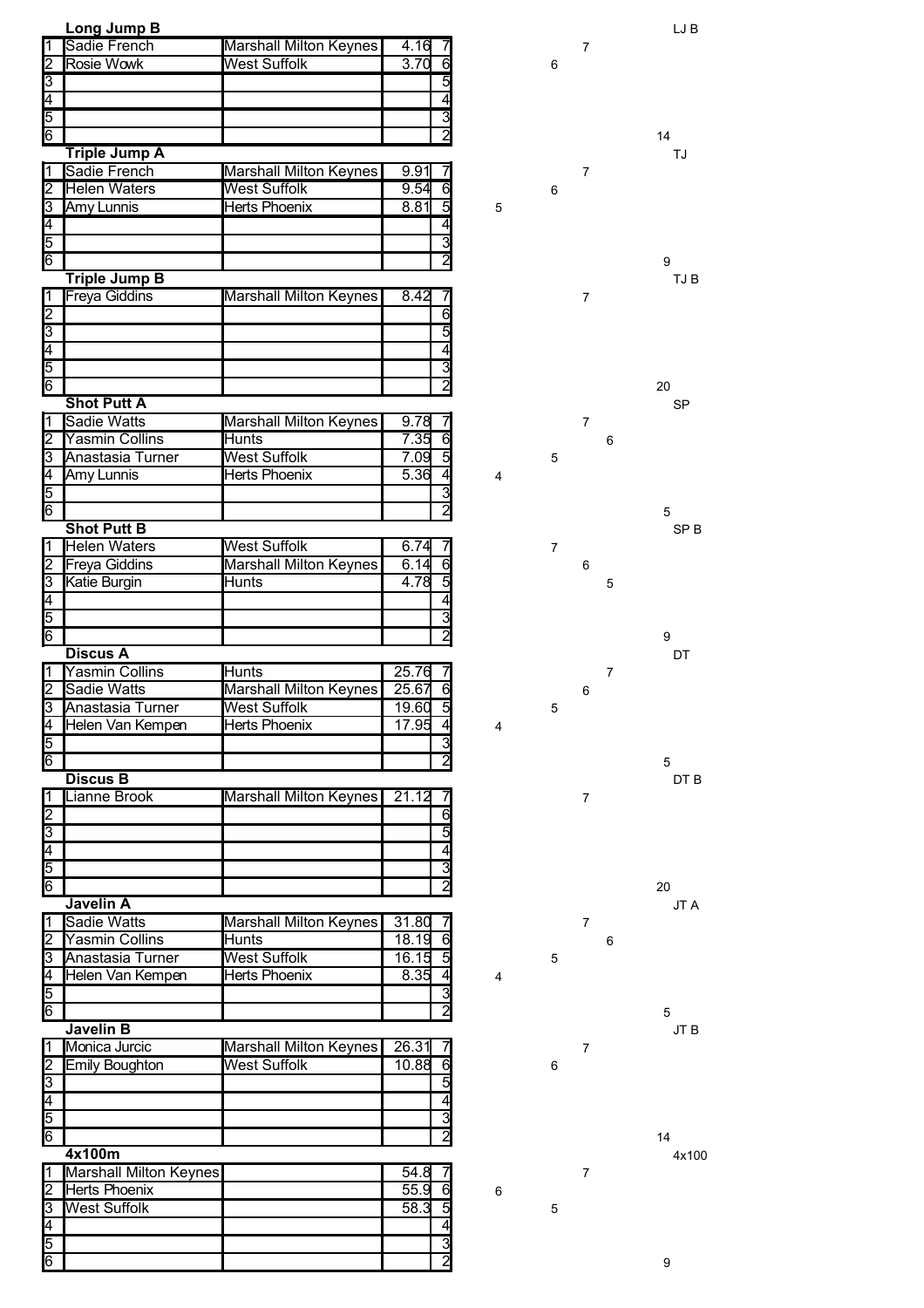### Long Jump B

| | | | | | | | | | LJ B |
|---|---|---|---|---|---|---|---|---|---|
| 1 | Sadie French | Marshall Milton Keynes | 4.16 | 7 | | | 7 | | |
| 2 | Rosie Wowk | West Suffolk | 3.70 | 6 | | 6 | | | |
| 3 | | | | 5 | | | | | |
| 4 | | | | 4 | | | | | |
| 5 | | | | 3 | | | | | |
| 6 | | | | 2 | | | | | 14 |

### Triple Jump A

| | | | | | | | | | TJ |
|---|---|---|---|---|---|---|---|---|---|
| 1 | Sadie French | Marshall Milton Keynes | 9.91 | 7 | | | 7 | | |
| 2 | Helen Waters | West Suffolk | 9.54 | 6 | | 6 | | | |
| 3 | Amy Lunnis | Herts Phoenix | 8.81 | 5 | 5 | | | | |
| 4 | | | | 4 | | | | | |
| 5 | | | | 3 | | | | | |
| 6 | | | | 2 | | | | | 9 |

### Triple Jump B

| | | | | | | | | | TJ B |
|---|---|---|---|---|---|---|---|---|---|
| 1 | Freya Giddins | Marshall Milton Keynes | 8.42 | 7 | | | 7 | | |
| 2 | | | | 6 | | | | | |
| 3 | | | | 5 | | | | | |
| 4 | | | | 4 | | | | | |
| 5 | | | | 3 | | | | | |
| 6 | | | | 2 | | | | | 20 |

### Shot Putt A

| | | | | | | | | | SP |
|---|---|---|---|---|---|---|---|---|---|
| 1 | Sadie Watts | Marshall Milton Keynes | 9.78 | 7 | | | 7 | | |
| 2 | Yasmin Collins | Hunts | 7.35 | 6 | | | | 6 | |
| 3 | Anastasia Turner | West Suffolk | 7.09 | 5 | | 5 | | | |
| 4 | Amy Lunnis | Herts Phoenix | 5.36 | 4 | 4 | | | | |
| 5 | | | | 3 | | | | | |
| 6 | | | | 2 | | | | | 5 |

### Shot Putt B

| | | | | | | | | | SP B |
|---|---|---|---|---|---|---|---|---|---|
| 1 | Helen Waters | West Suffolk | 6.74 | 7 | | 7 | | | |
| 2 | Freya Giddins | Marshall Milton Keynes | 6.14 | 6 | | | 6 | | |
| 3 | Katie Burgin | Hunts | 4.78 | 5 | | | | 5 | |
| 4 | | | | 4 | | | | | |
| 5 | | | | 3 | | | | | |
| 6 | | | | 2 | | | | | 9 |

### Discus A

| | | | | | | | | | DT |
|---|---|---|---|---|---|---|---|---|---|
| 1 | Yasmin Collins | Hunts | 25.76 | 7 | | | | 7 | |
| 2 | Sadie Watts | Marshall Milton Keynes | 25.67 | 6 | | | 6 | | |
| 3 | Anastasia Turner | West Suffolk | 19.60 | 5 | | 5 | | | |
| 4 | Helen Van Kempen | Herts Phoenix | 17.95 | 4 | 4 | | | | |
| 5 | | | | 3 | | | | | |
| 6 | | | | 2 | | | | | 5 |

### Discus B

| | | | | | | | | | DT B |
|---|---|---|---|---|---|---|---|---|---|
| 1 | Lianne Brook | Marshall Milton Keynes | 21.12 | 7 | | | 7 | | |
| 2 | | | | 6 | | | | | |
| 3 | | | | 5 | | | | | |
| 4 | | | | 4 | | | | | |
| 5 | | | | 3 | | | | | |
| 6 | | | | 2 | | | | | 20 |

### Javelin A

| | | | | | | | | | JT A |
|---|---|---|---|---|---|---|---|---|---|
| 1 | Sadie Watts | Marshall Milton Keynes | 31.80 | 7 | | | 7 | | |
| 2 | Yasmin Collins | Hunts | 18.19 | 6 | | | | 6 | |
| 3 | Anastasia Turner | West Suffolk | 16.15 | 5 | | 5 | | | |
| 4 | Helen Van Kempen | Herts Phoenix | 8.35 | 4 | 4 | | | | |
| 5 | | | | 3 | | | | | |
| 6 | | | | 2 | | | | | 5 |

### Javelin B

| | | | | | | | | | JT B |
|---|---|---|---|---|---|---|---|---|---|
| 1 | Monica Jurcic | Marshall Milton Keynes | 26.31 | 7 | | | 7 | | |
| 2 | Emily Boughton | West Suffolk | 10.88 | 6 | | 6 | | | |
| 3 | | | | 5 | | | | | |
| 4 | | | | 4 | | | | | |
| 5 | | | | 3 | | | | | |
| 6 | | | | 2 | | | | | 14 |

### 4x100m

| | | | | | | | | | 4x100 |
|---|---|---|---|---|---|---|---|---|---|
| 1 | Marshall Milton Keynes | | 54.8 | 7 | | | 7 | | |
| 2 | Herts Phoenix | | 55.9 | 6 | 6 | | | | |
| 3 | West Suffolk | | 58.3 | 5 | | 5 | | | |
| 4 | | | | 4 | | | | | |
| 5 | | | | 3 | | | | | |
| 6 | | | | 2 | | | | | 9 |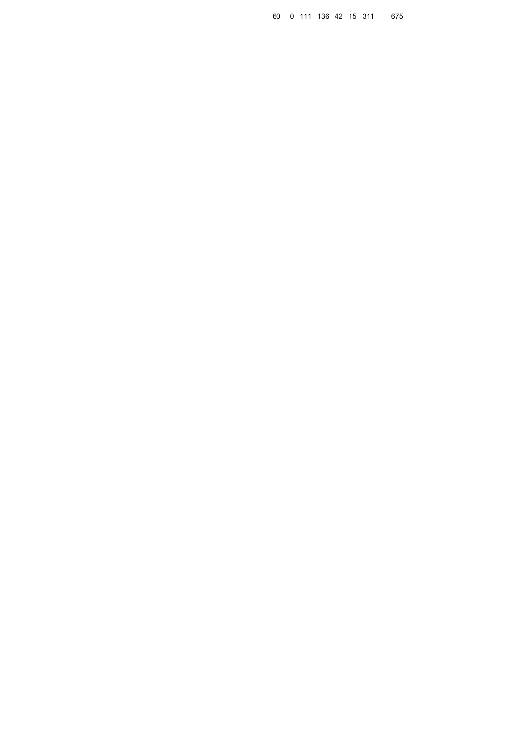| 60 | 0 | 111 | 136 | 42 | 15 | 311 | 675 |
|---|---|---|---|---|---|---|---|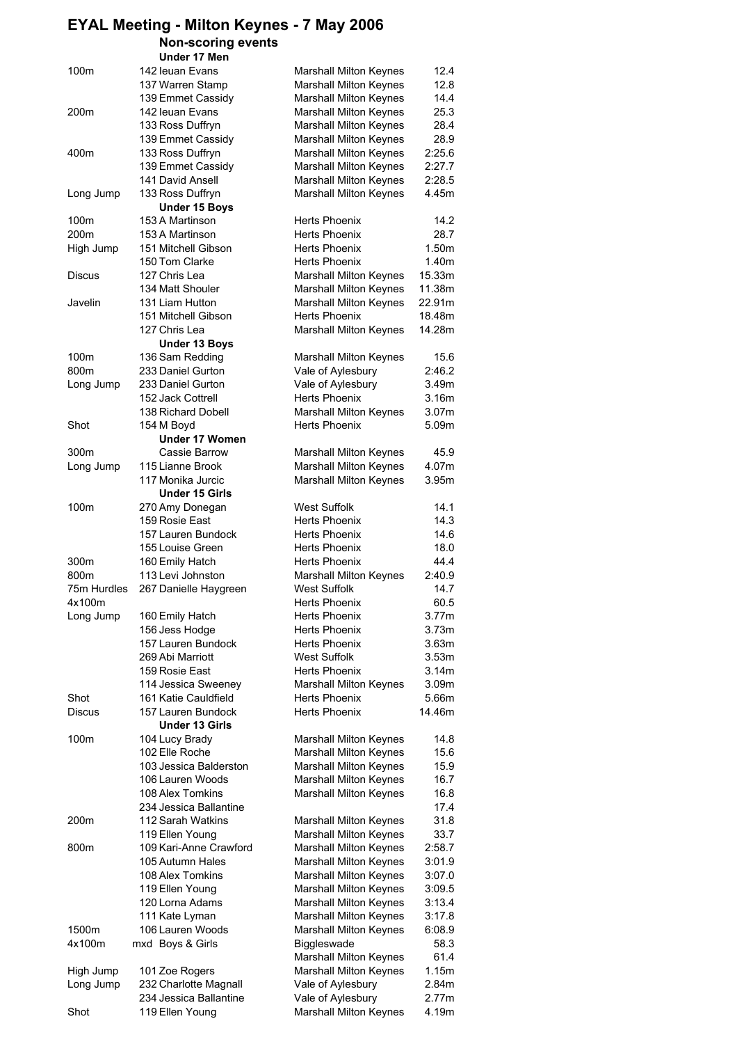# EYAL Meeting - Milton Keynes - 7 May 2006

## Non-scoring events

| | | | | |
|---|---|---|---|---|
| | | **Under 17 Men** | | |
| 100m | 142 | Ieuan Evans | Marshall Milton Keynes | 12.4 |
| | 137 | Warren Stamp | Marshall Milton Keynes | 12.8 |
| | 139 | Emmet Cassidy | Marshall Milton Keynes | 14.4 |
| 200m | 142 | Ieuan Evans | Marshall Milton Keynes | 25.3 |
| | 133 | Ross Duffryn | Marshall Milton Keynes | 28.4 |
| | 139 | Emmet Cassidy | Marshall Milton Keynes | 28.9 |
| 400m | 133 | Ross Duffryn | Marshall Milton Keynes | 2:25.6 |
| | 139 | Emmet Cassidy | Marshall Milton Keynes | 2:27.7 |
| | 141 | David Ansell | Marshall Milton Keynes | 2:28.5 |
| Long Jump | 133 | Ross Duffryn | Marshall Milton Keynes | 4.45m |
| | | **Under 15 Boys** | | |
| 100m | 153 | A Martinson | Herts Phoenix | 14.2 |
| 200m | 153 | A Martinson | Herts Phoenix | 28.7 |
| High Jump | 151 | Mitchell Gibson | Herts Phoenix | 1.50m |
| | 150 | Tom Clarke | Herts Phoenix | 1.40m |
| Discus | 127 | Chris Lea | Marshall Milton Keynes | 15.33m |
| | 134 | Matt Shouler | Marshall Milton Keynes | 11.38m |
| Javelin | 131 | Liam Hutton | Marshall Milton Keynes | 22.91m |
| | 151 | Mitchell Gibson | Herts Phoenix | 18.48m |
| | 127 | Chris Lea | Marshall Milton Keynes | 14.28m |
| | | **Under 13 Boys** | | |
| 100m | 136 | Sam Redding | Marshall Milton Keynes | 15.6 |
| 800m | 233 | Daniel Gurton | Vale of Aylesbury | 2:46.2 |
| Long Jump | 233 | Daniel Gurton | Vale of Aylesbury | 3.49m |
| | 152 | Jack Cottrell | Herts Phoenix | 3.16m |
| | 138 | Richard Dobell | Marshall Milton Keynes | 3.07m |
| Shot | 154 | M Boyd | Herts Phoenix | 5.09m |
| | | **Under 17 Women** | | |
| 300m | | Cassie Barrow | Marshall Milton Keynes | 45.9 |
| Long Jump | 115 | Lianne Brook | Marshall Milton Keynes | 4.07m |
| | 117 | Monika Jurcic | Marshall Milton Keynes | 3.95m |
| | | **Under 15 Girls** | | |
| 100m | 270 | Amy Donegan | West Suffolk | 14.1 |
| | 159 | Rosie East | Herts Phoenix | 14.3 |
| | 157 | Lauren Bundock | Herts Phoenix | 14.6 |
| | 155 | Louise Green | Herts Phoenix | 18.0 |
| 300m | 160 | Emily Hatch | Herts Phoenix | 44.4 |
| 800m | 113 | Levi Johnston | Marshall Milton Keynes | 2:40.9 |
| 75m Hurdles | 267 | Danielle Haygreen | West Suffolk | 14.7 |
| 4x100m | | | Herts Phoenix | 60.5 |
| Long Jump | 160 | Emily Hatch | Herts Phoenix | 3.77m |
| | 156 | Jess Hodge | Herts Phoenix | 3.73m |
| | 157 | Lauren Bundock | Herts Phoenix | 3.63m |
| | 269 | Abi Marriott | West Suffolk | 3.53m |
| | 159 | Rosie East | Herts Phoenix | 3.14m |
| | 114 | Jessica Sweeney | Marshall Milton Keynes | 3.09m |
| Shot | 161 | Katie Cauldfield | Herts Phoenix | 5.66m |
| Discus | 157 | Lauren Bundock | Herts Phoenix | 14.46m |
| | | **Under 13 Girls** | | |
| 100m | 104 | Lucy Brady | Marshall Milton Keynes | 14.8 |
| | 102 | Elle Roche | Marshall Milton Keynes | 15.6 |
| | 103 | Jessica Balderston | Marshall Milton Keynes | 15.9 |
| | 106 | Lauren Woods | Marshall Milton Keynes | 16.7 |
| | 108 | Alex Tomkins | Marshall Milton Keynes | 16.8 |
| | 234 | Jessica Ballantine | | 17.4 |
| 200m | 112 | Sarah Watkins | Marshall Milton Keynes | 31.8 |
| | 119 | Ellen Young | Marshall Milton Keynes | 33.7 |
| 800m | 109 | Kari-Anne Crawford | Marshall Milton Keynes | 2:58.7 |
| | 105 | Autumn Hales | Marshall Milton Keynes | 3:01.9 |
| | 108 | Alex Tomkins | Marshall Milton Keynes | 3:07.0 |
| | 119 | Ellen Young | Marshall Milton Keynes | 3:09.5 |
| | 120 | Lorna Adams | Marshall Milton Keynes | 3:13.4 |
| | 111 | Kate Lyman | Marshall Milton Keynes | 3:17.8 |
| 1500m | 106 | Lauren Woods | Marshall Milton Keynes | 6:08.9 |
| 4x100m | mxd | Boys & Girls | Biggleswade | 58.3 |
| | | | Marshall Milton Keynes | 61.4 |
| High Jump | 101 | Zoe Rogers | Marshall Milton Keynes | 1.15m |
| Long Jump | 232 | Charlotte Magnall | Vale of Aylesbury | 2.84m |
| | 234 | Jessica Ballantine | Vale of Aylesbury | 2.77m |
| Shot | 119 | Ellen Young | Marshall Milton Keynes | 4.19m |